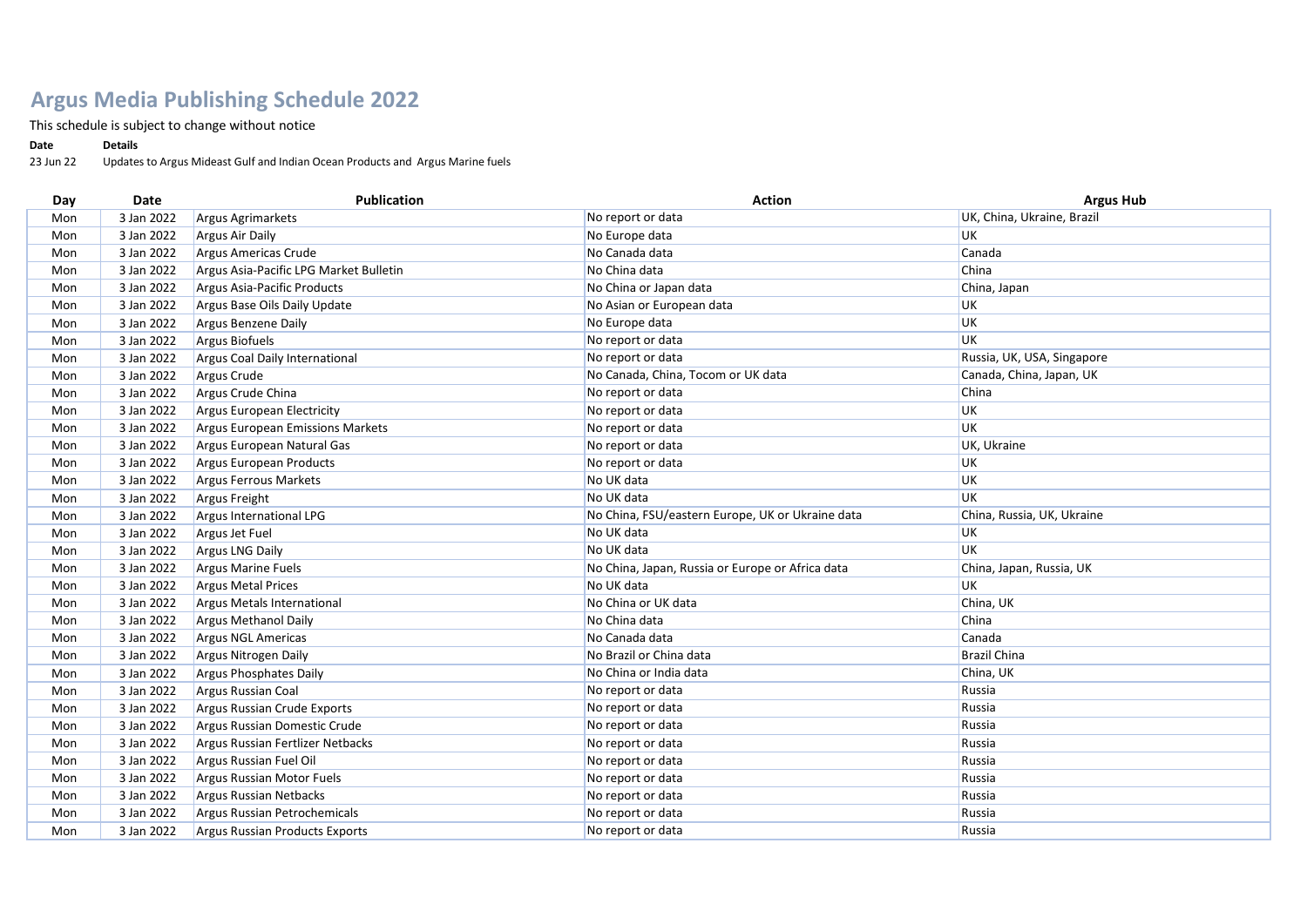# Argus Media Publishing Schedule 2022

This schedule is subject to change without notice

| Date | Details |
|---|---|
| 23 Jun 22 | Updates to Argus Mideast Gulf and Indian Ocean Products and Argus Marine fuels |

| Day | Date | Publication | Action | Argus Hub |
|---|---|---|---|---|
| Mon | 3 Jan 2022 | Argus Agrimarkets | No report or data | UK, China, Ukraine, Brazil |
| Mon | 3 Jan 2022 | Argus Air Daily | No Europe data | UK |
| Mon | 3 Jan 2022 | Argus Americas Crude | No Canada data | Canada |
| Mon | 3 Jan 2022 | Argus Asia-Pacific LPG Market Bulletin | No China data | China |
| Mon | 3 Jan 2022 | Argus Asia-Pacific Products | No China or Japan data | China, Japan |
| Mon | 3 Jan 2022 | Argus Base Oils Daily Update | No Asian or European data | UK |
| Mon | 3 Jan 2022 | Argus Benzene Daily | No Europe data | UK |
| Mon | 3 Jan 2022 | Argus Biofuels | No report or data | UK |
| Mon | 3 Jan 2022 | Argus Coal Daily International | No report or data | Russia, UK, USA, Singapore |
| Mon | 3 Jan 2022 | Argus Crude | No Canada, China, Tocom or UK data | Canada, China, Japan, UK |
| Mon | 3 Jan 2022 | Argus Crude China | No report or data | China |
| Mon | 3 Jan 2022 | Argus European Electricity | No report or data | UK |
| Mon | 3 Jan 2022 | Argus European Emissions Markets | No report or data | UK |
| Mon | 3 Jan 2022 | Argus European Natural Gas | No report or data | UK, Ukraine |
| Mon | 3 Jan 2022 | Argus European Products | No report or data | UK |
| Mon | 3 Jan 2022 | Argus Ferrous Markets | No UK data | UK |
| Mon | 3 Jan 2022 | Argus Freight | No UK data | UK |
| Mon | 3 Jan 2022 | Argus International LPG | No China, FSU/eastern Europe, UK or Ukraine data | China, Russia, UK, Ukraine |
| Mon | 3 Jan 2022 | Argus Jet Fuel | No UK data | UK |
| Mon | 3 Jan 2022 | Argus LNG Daily | No UK data | UK |
| Mon | 3 Jan 2022 | Argus Marine Fuels | No China, Japan, Russia or Europe or Africa data | China, Japan, Russia, UK |
| Mon | 3 Jan 2022 | Argus Metal Prices | No UK data | UK |
| Mon | 3 Jan 2022 | Argus Metals International | No China or UK data | China, UK |
| Mon | 3 Jan 2022 | Argus Methanol Daily | No China data | China |
| Mon | 3 Jan 2022 | Argus NGL Americas | No Canada data | Canada |
| Mon | 3 Jan 2022 | Argus Nitrogen Daily | No Brazil or China data | Brazil China |
| Mon | 3 Jan 2022 | Argus Phosphates Daily | No China or India data | China, UK |
| Mon | 3 Jan 2022 | Argus Russian Coal | No report or data | Russia |
| Mon | 3 Jan 2022 | Argus Russian Crude Exports | No report or data | Russia |
| Mon | 3 Jan 2022 | Argus Russian Domestic Crude | No report or data | Russia |
| Mon | 3 Jan 2022 | Argus Russian Fertlizer Netbacks | No report or data | Russia |
| Mon | 3 Jan 2022 | Argus Russian Fuel Oil | No report or data | Russia |
| Mon | 3 Jan 2022 | Argus Russian Motor Fuels | No report or data | Russia |
| Mon | 3 Jan 2022 | Argus Russian Netbacks | No report or data | Russia |
| Mon | 3 Jan 2022 | Argus Russian Petrochemicals | No report or data | Russia |
| Mon | 3 Jan 2022 | Argus Russian Products Exports | No report or data | Russia |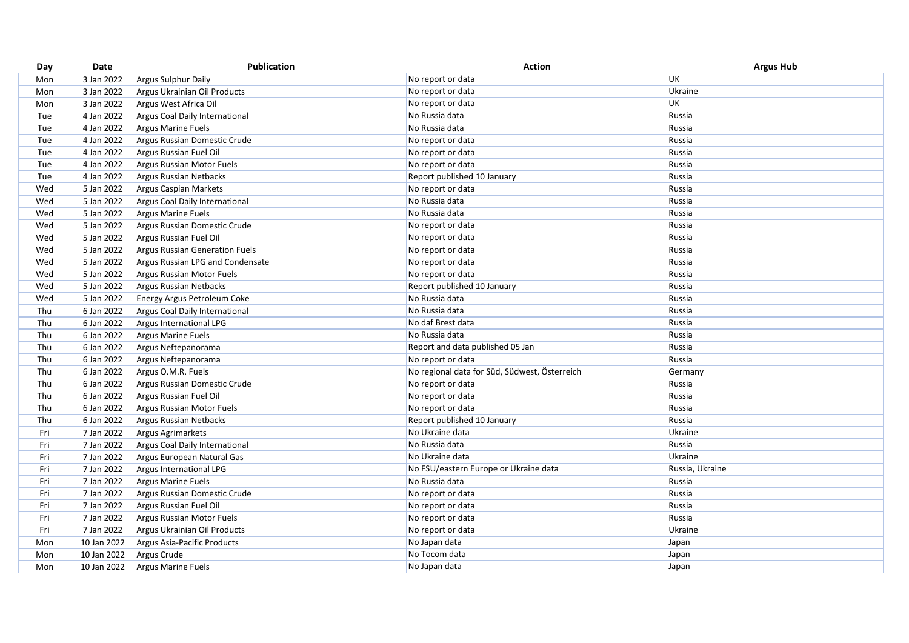| Day | Date | Publication | Action | Argus Hub |
|---|---|---|---|---|
| Mon | 3 Jan 2022 | Argus Sulphur Daily | No report or data | UK |
| Mon | 3 Jan 2022 | Argus Ukrainian Oil Products | No report or data | Ukraine |
| Mon | 3 Jan 2022 | Argus West Africa Oil | No report or data | UK |
| Tue | 4 Jan 2022 | Argus Coal Daily International | No Russia data | Russia |
| Tue | 4 Jan 2022 | Argus Marine Fuels | No Russia data | Russia |
| Tue | 4 Jan 2022 | Argus Russian Domestic Crude | No report or data | Russia |
| Tue | 4 Jan 2022 | Argus Russian Fuel Oil | No report or data | Russia |
| Tue | 4 Jan 2022 | Argus Russian Motor Fuels | No report or data | Russia |
| Tue | 4 Jan 2022 | Argus Russian Netbacks | Report published 10 January | Russia |
| Wed | 5 Jan 2022 | Argus Caspian Markets | No report or data | Russia |
| Wed | 5 Jan 2022 | Argus Coal Daily International | No Russia data | Russia |
| Wed | 5 Jan 2022 | Argus Marine Fuels | No Russia data | Russia |
| Wed | 5 Jan 2022 | Argus Russian Domestic Crude | No report or data | Russia |
| Wed | 5 Jan 2022 | Argus Russian Fuel Oil | No report or data | Russia |
| Wed | 5 Jan 2022 | Argus Russian Generation Fuels | No report or data | Russia |
| Wed | 5 Jan 2022 | Argus Russian LPG and Condensate | No report or data | Russia |
| Wed | 5 Jan 2022 | Argus Russian Motor Fuels | No report or data | Russia |
| Wed | 5 Jan 2022 | Argus Russian Netbacks | Report published 10 January | Russia |
| Wed | 5 Jan 2022 | Energy Argus Petroleum Coke | No Russia data | Russia |
| Thu | 6 Jan 2022 | Argus Coal Daily International | No Russia data | Russia |
| Thu | 6 Jan 2022 | Argus International LPG | No daf Brest data | Russia |
| Thu | 6 Jan 2022 | Argus Marine Fuels | No Russia data | Russia |
| Thu | 6 Jan 2022 | Argus Neftepanorama | Report and data published 05 Jan | Russia |
| Thu | 6 Jan 2022 | Argus Neftepanorama | No report or data | Russia |
| Thu | 6 Jan 2022 | Argus O.M.R. Fuels | No regional data for Süd, Südwest, Österreich | Germany |
| Thu | 6 Jan 2022 | Argus Russian Domestic Crude | No report or data | Russia |
| Thu | 6 Jan 2022 | Argus Russian Fuel Oil | No report or data | Russia |
| Thu | 6 Jan 2022 | Argus Russian Motor Fuels | No report or data | Russia |
| Thu | 6 Jan 2022 | Argus Russian Netbacks | Report published 10 January | Russia |
| Fri | 7 Jan 2022 | Argus Agrimarkets | No Ukraine data | Ukraine |
| Fri | 7 Jan 2022 | Argus Coal Daily International | No Russia data | Russia |
| Fri | 7 Jan 2022 | Argus European Natural Gas | No Ukraine data | Ukraine |
| Fri | 7 Jan 2022 | Argus International LPG | No FSU/eastern Europe or Ukraine data | Russia, Ukraine |
| Fri | 7 Jan 2022 | Argus Marine Fuels | No Russia data | Russia |
| Fri | 7 Jan 2022 | Argus Russian Domestic Crude | No report or data | Russia |
| Fri | 7 Jan 2022 | Argus Russian Fuel Oil | No report or data | Russia |
| Fri | 7 Jan 2022 | Argus Russian Motor Fuels | No report or data | Russia |
| Fri | 7 Jan 2022 | Argus Ukrainian Oil Products | No report or data | Ukraine |
| Mon | 10 Jan 2022 | Argus Asia-Pacific Products | No Japan data | Japan |
| Mon | 10 Jan 2022 | Argus Crude | No Tocom data | Japan |
| Mon | 10 Jan 2022 | Argus Marine Fuels | No Japan data | Japan |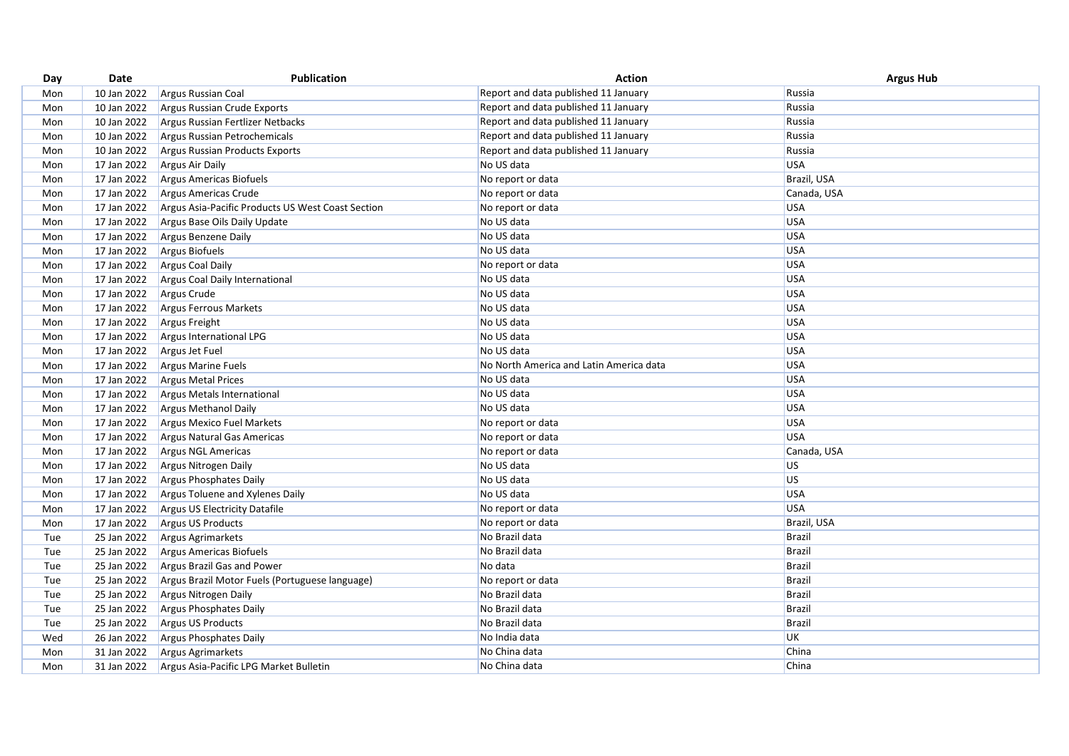| Day | Date | Publication | Action | Argus Hub |
|---|---|---|---|---|
| Mon | 10 Jan 2022 | Argus Russian Coal | Report and data published 11 January | Russia |
| Mon | 10 Jan 2022 | Argus Russian Crude Exports | Report and data published 11 January | Russia |
| Mon | 10 Jan 2022 | Argus Russian Fertlizer Netbacks | Report and data published 11 January | Russia |
| Mon | 10 Jan 2022 | Argus Russian Petrochemicals | Report and data published 11 January | Russia |
| Mon | 10 Jan 2022 | Argus Russian Products Exports | Report and data published 11 January | Russia |
| Mon | 17 Jan 2022 | Argus Air Daily | No US data | USA |
| Mon | 17 Jan 2022 | Argus Americas Biofuels | No report or data | Brazil, USA |
| Mon | 17 Jan 2022 | Argus Americas Crude | No report or data | Canada, USA |
| Mon | 17 Jan 2022 | Argus Asia-Pacific Products US West Coast Section | No report or data | USA |
| Mon | 17 Jan 2022 | Argus Base Oils Daily Update | No US data | USA |
| Mon | 17 Jan 2022 | Argus Benzene Daily | No US data | USA |
| Mon | 17 Jan 2022 | Argus Biofuels | No US data | USA |
| Mon | 17 Jan 2022 | Argus Coal Daily | No report or data | USA |
| Mon | 17 Jan 2022 | Argus Coal Daily International | No US data | USA |
| Mon | 17 Jan 2022 | Argus Crude | No US data | USA |
| Mon | 17 Jan 2022 | Argus Ferrous Markets | No US data | USA |
| Mon | 17 Jan 2022 | Argus Freight | No US data | USA |
| Mon | 17 Jan 2022 | Argus International LPG | No US data | USA |
| Mon | 17 Jan 2022 | Argus Jet Fuel | No US data | USA |
| Mon | 17 Jan 2022 | Argus Marine Fuels | No North America and Latin America data | USA |
| Mon | 17 Jan 2022 | Argus Metal Prices | No US data | USA |
| Mon | 17 Jan 2022 | Argus Metals International | No US data | USA |
| Mon | 17 Jan 2022 | Argus Methanol Daily | No US data | USA |
| Mon | 17 Jan 2022 | Argus Mexico Fuel Markets | No report or data | USA |
| Mon | 17 Jan 2022 | Argus Natural Gas Americas | No report or data | USA |
| Mon | 17 Jan 2022 | Argus NGL Americas | No report or data | Canada, USA |
| Mon | 17 Jan 2022 | Argus Nitrogen Daily | No US data | US |
| Mon | 17 Jan 2022 | Argus Phosphates Daily | No US data | US |
| Mon | 17 Jan 2022 | Argus Toluene and Xylenes Daily | No US data | USA |
| Mon | 17 Jan 2022 | Argus US Electricity Datafile | No report or data | USA |
| Mon | 17 Jan 2022 | Argus US Products | No report or data | Brazil, USA |
| Tue | 25 Jan 2022 | Argus Agrimarkets | No Brazil data | Brazil |
| Tue | 25 Jan 2022 | Argus Americas Biofuels | No Brazil data | Brazil |
| Tue | 25 Jan 2022 | Argus Brazil Gas and Power | No data | Brazil |
| Tue | 25 Jan 2022 | Argus Brazil Motor Fuels (Portuguese language) | No report or data | Brazil |
| Tue | 25 Jan 2022 | Argus Nitrogen Daily | No Brazil data | Brazil |
| Tue | 25 Jan 2022 | Argus Phosphates Daily | No Brazil data | Brazil |
| Tue | 25 Jan 2022 | Argus US Products | No Brazil data | Brazil |
| Wed | 26 Jan 2022 | Argus Phosphates Daily | No India data | UK |
| Mon | 31 Jan 2022 | Argus Agrimarkets | No China data | China |
| Mon | 31 Jan 2022 | Argus Asia-Pacific LPG Market Bulletin | No China data | China |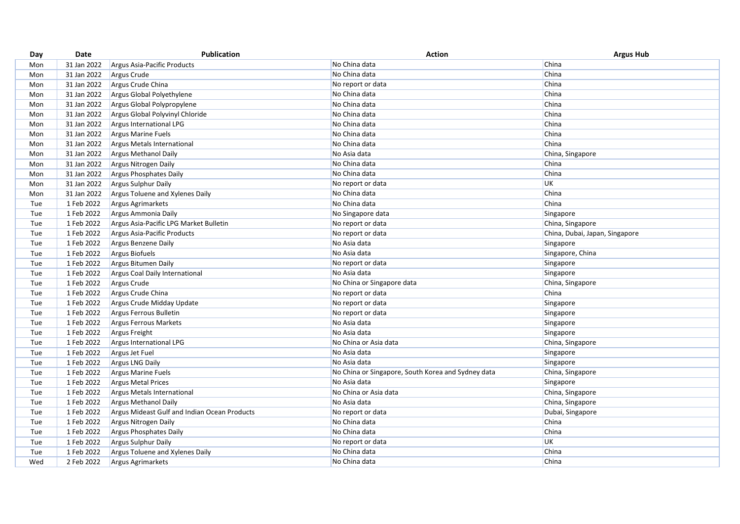| Day | Date | Publication | Action | Argus Hub |
|---|---|---|---|---|
| Mon | 31 Jan 2022 | Argus Asia-Pacific Products | No China data | China |
| Mon | 31 Jan 2022 | Argus Crude | No China data | China |
| Mon | 31 Jan 2022 | Argus Crude China | No report or data | China |
| Mon | 31 Jan 2022 | Argus Global Polyethylene | No China data | China |
| Mon | 31 Jan 2022 | Argus Global Polypropylene | No China data | China |
| Mon | 31 Jan 2022 | Argus Global Polyvinyl Chloride | No China data | China |
| Mon | 31 Jan 2022 | Argus International LPG | No China data | China |
| Mon | 31 Jan 2022 | Argus Marine Fuels | No China data | China |
| Mon | 31 Jan 2022 | Argus Metals International | No China data | China |
| Mon | 31 Jan 2022 | Argus Methanol Daily | No Asia data | China, Singapore |
| Mon | 31 Jan 2022 | Argus Nitrogen Daily | No China data | China |
| Mon | 31 Jan 2022 | Argus Phosphates Daily | No China data | China |
| Mon | 31 Jan 2022 | Argus Sulphur Daily | No report or data | UK |
| Mon | 31 Jan 2022 | Argus Toluene and Xylenes Daily | No China data | China |
| Tue | 1 Feb 2022 | Argus Agrimarkets | No China data | China |
| Tue | 1 Feb 2022 | Argus Ammonia Daily | No Singapore data | Singapore |
| Tue | 1 Feb 2022 | Argus Asia-Pacific LPG Market Bulletin | No report or data | China, Singapore |
| Tue | 1 Feb 2022 | Argus Asia-Pacific Products | No report or data | China, Dubai, Japan, Singapore |
| Tue | 1 Feb 2022 | Argus Benzene Daily | No Asia data | Singapore |
| Tue | 1 Feb 2022 | Argus Biofuels | No Asia data | Singapore, China |
| Tue | 1 Feb 2022 | Argus Bitumen Daily | No report or data | Singapore |
| Tue | 1 Feb 2022 | Argus Coal Daily International | No Asia data | Singapore |
| Tue | 1 Feb 2022 | Argus Crude | No China or Singapore data | China, Singapore |
| Tue | 1 Feb 2022 | Argus Crude China | No report or data | China |
| Tue | 1 Feb 2022 | Argus Crude Midday Update | No report or data | Singapore |
| Tue | 1 Feb 2022 | Argus Ferrous Bulletin | No report or data | Singapore |
| Tue | 1 Feb 2022 | Argus Ferrous Markets | No Asia data | Singapore |
| Tue | 1 Feb 2022 | Argus Freight | No Asia data | Singapore |
| Tue | 1 Feb 2022 | Argus International LPG | No China or Asia data | China, Singapore |
| Tue | 1 Feb 2022 | Argus Jet Fuel | No Asia data | Singapore |
| Tue | 1 Feb 2022 | Argus LNG Daily | No Asia data | Singapore |
| Tue | 1 Feb 2022 | Argus Marine Fuels | No China or Singapore, South Korea and Sydney data | China, Singapore |
| Tue | 1 Feb 2022 | Argus Metal Prices | No Asia data | Singapore |
| Tue | 1 Feb 2022 | Argus Metals International | No China or Asia data | China, Singapore |
| Tue | 1 Feb 2022 | Argus Methanol Daily | No Asia data | China, Singapore |
| Tue | 1 Feb 2022 | Argus Mideast Gulf and Indian Ocean Products | No report or data | Dubai, Singapore |
| Tue | 1 Feb 2022 | Argus Nitrogen Daily | No China data | China |
| Tue | 1 Feb 2022 | Argus Phosphates Daily | No China data | China |
| Tue | 1 Feb 2022 | Argus Sulphur Daily | No report or data | UK |
| Tue | 1 Feb 2022 | Argus Toluene and Xylenes Daily | No China data | China |
| Wed | 2 Feb 2022 | Argus Agrimarkets | No China data | China |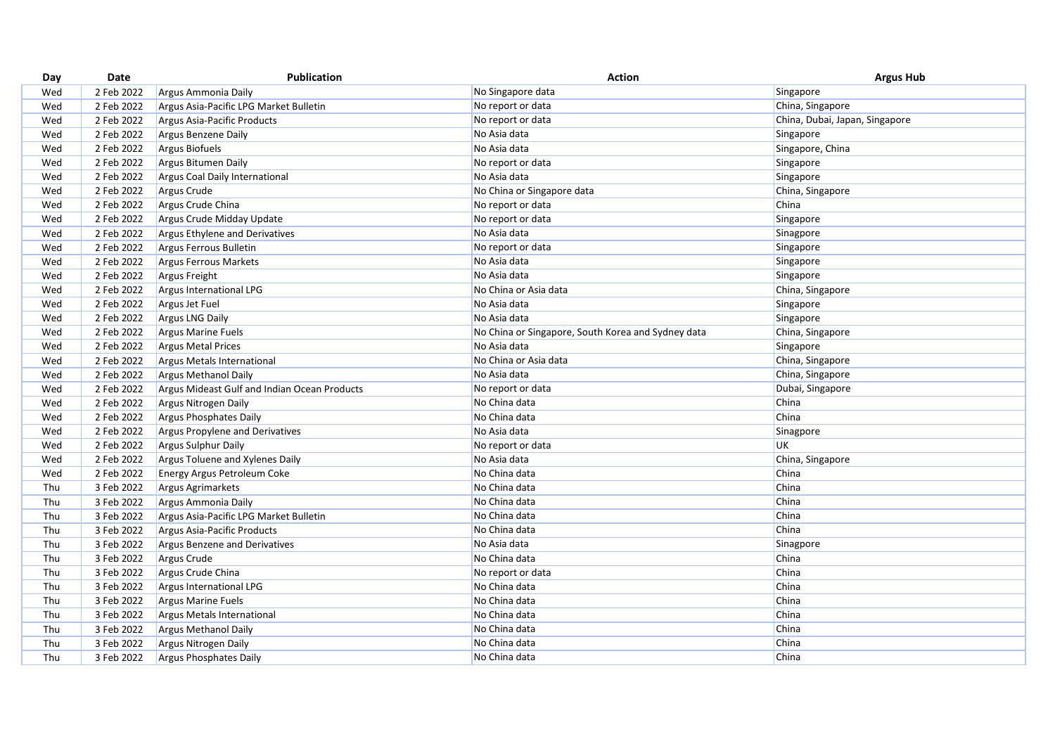| Day | Date | Publication | Action | Argus Hub |
|---|---|---|---|---|
| Wed | 2 Feb 2022 | Argus Ammonia Daily | No Singapore data | Singapore |
| Wed | 2 Feb 2022 | Argus Asia-Pacific LPG Market Bulletin | No report or data | China, Singapore |
| Wed | 2 Feb 2022 | Argus Asia-Pacific Products | No report or data | China, Dubai, Japan, Singapore |
| Wed | 2 Feb 2022 | Argus Benzene Daily | No Asia data | Singapore |
| Wed | 2 Feb 2022 | Argus Biofuels | No Asia data | Singapore, China |
| Wed | 2 Feb 2022 | Argus Bitumen Daily | No report or data | Singapore |
| Wed | 2 Feb 2022 | Argus Coal Daily International | No Asia data | Singapore |
| Wed | 2 Feb 2022 | Argus Crude | No China or Singapore data | China, Singapore |
| Wed | 2 Feb 2022 | Argus Crude China | No report or data | China |
| Wed | 2 Feb 2022 | Argus Crude Midday Update | No report or data | Singapore |
| Wed | 2 Feb 2022 | Argus Ethylene and Derivatives | No Asia data | Sinagpore |
| Wed | 2 Feb 2022 | Argus Ferrous Bulletin | No report or data | Singapore |
| Wed | 2 Feb 2022 | Argus Ferrous Markets | No Asia data | Singapore |
| Wed | 2 Feb 2022 | Argus Freight | No Asia data | Singapore |
| Wed | 2 Feb 2022 | Argus International LPG | No China or Asia data | China, Singapore |
| Wed | 2 Feb 2022 | Argus Jet Fuel | No Asia data | Singapore |
| Wed | 2 Feb 2022 | Argus LNG Daily | No Asia data | Singapore |
| Wed | 2 Feb 2022 | Argus Marine Fuels | No China or Singapore, South Korea and Sydney data | China, Singapore |
| Wed | 2 Feb 2022 | Argus Metal Prices | No Asia data | Singapore |
| Wed | 2 Feb 2022 | Argus Metals International | No China or Asia data | China, Singapore |
| Wed | 2 Feb 2022 | Argus Methanol Daily | No Asia data | China, Singapore |
| Wed | 2 Feb 2022 | Argus Mideast Gulf and Indian Ocean Products | No report or data | Dubai, Singapore |
| Wed | 2 Feb 2022 | Argus Nitrogen Daily | No China data | China |
| Wed | 2 Feb 2022 | Argus Phosphates Daily | No China data | China |
| Wed | 2 Feb 2022 | Argus Propylene and Derivatives | No Asia data | Sinagpore |
| Wed | 2 Feb 2022 | Argus Sulphur Daily | No report or data | UK |
| Wed | 2 Feb 2022 | Argus Toluene and Xylenes Daily | No Asia data | China, Singapore |
| Wed | 2 Feb 2022 | Energy Argus Petroleum Coke | No China data | China |
| Thu | 3 Feb 2022 | Argus Agrimarkets | No China data | China |
| Thu | 3 Feb 2022 | Argus Ammonia Daily | No China data | China |
| Thu | 3 Feb 2022 | Argus Asia-Pacific LPG Market Bulletin | No China data | China |
| Thu | 3 Feb 2022 | Argus Asia-Pacific Products | No China data | China |
| Thu | 3 Feb 2022 | Argus Benzene and Derivatives | No Asia data | Sinagpore |
| Thu | 3 Feb 2022 | Argus Crude | No China data | China |
| Thu | 3 Feb 2022 | Argus Crude China | No report or data | China |
| Thu | 3 Feb 2022 | Argus International LPG | No China data | China |
| Thu | 3 Feb 2022 | Argus Marine Fuels | No China data | China |
| Thu | 3 Feb 2022 | Argus Metals International | No China data | China |
| Thu | 3 Feb 2022 | Argus Methanol Daily | No China data | China |
| Thu | 3 Feb 2022 | Argus Nitrogen Daily | No China data | China |
| Thu | 3 Feb 2022 | Argus Phosphates Daily | No China data | China |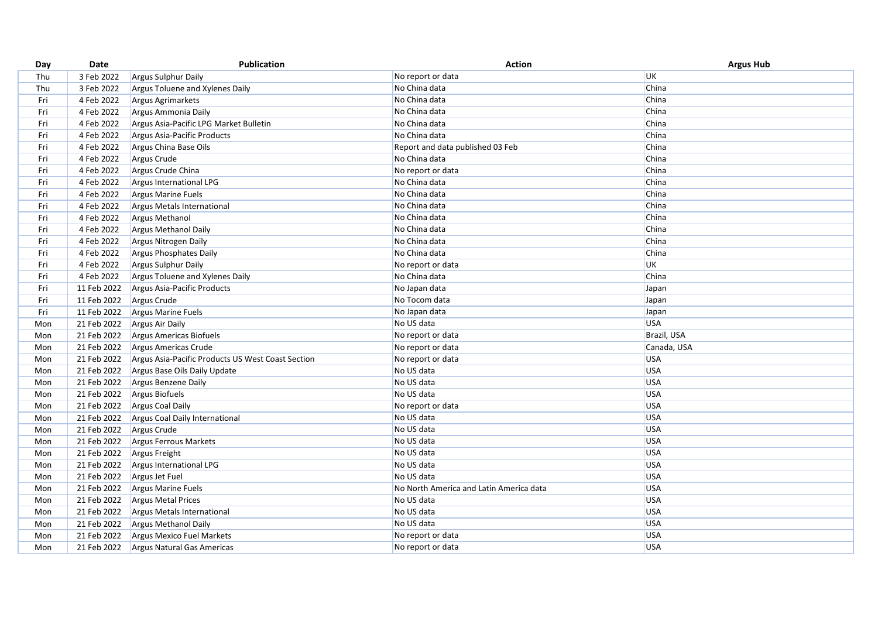| Day | Date | Publication | Action | Argus Hub |
| --- | --- | --- | --- | --- |
| Thu | 3 Feb 2022 | Argus Sulphur Daily | No report or data | UK |
| Thu | 3 Feb 2022 | Argus Toluene and Xylenes Daily | No China data | China |
| Fri | 4 Feb 2022 | Argus Agrimarkets | No China data | China |
| Fri | 4 Feb 2022 | Argus Ammonia Daily | No China data | China |
| Fri | 4 Feb 2022 | Argus Asia-Pacific LPG Market Bulletin | No China data | China |
| Fri | 4 Feb 2022 | Argus Asia-Pacific Products | No China data | China |
| Fri | 4 Feb 2022 | Argus China Base Oils | Report and data published 03 Feb | China |
| Fri | 4 Feb 2022 | Argus Crude | No China data | China |
| Fri | 4 Feb 2022 | Argus Crude China | No report or data | China |
| Fri | 4 Feb 2022 | Argus International LPG | No China data | China |
| Fri | 4 Feb 2022 | Argus Marine Fuels | No China data | China |
| Fri | 4 Feb 2022 | Argus Metals International | No China data | China |
| Fri | 4 Feb 2022 | Argus Methanol | No China data | China |
| Fri | 4 Feb 2022 | Argus Methanol Daily | No China data | China |
| Fri | 4 Feb 2022 | Argus Nitrogen Daily | No China data | China |
| Fri | 4 Feb 2022 | Argus Phosphates Daily | No China data | China |
| Fri | 4 Feb 2022 | Argus Sulphur Daily | No report or data | UK |
| Fri | 4 Feb 2022 | Argus Toluene and Xylenes Daily | No China data | China |
| Fri | 11 Feb 2022 | Argus Asia-Pacific Products | No Japan data | Japan |
| Fri | 11 Feb 2022 | Argus Crude | No Tocom data | Japan |
| Fri | 11 Feb 2022 | Argus Marine Fuels | No Japan data | Japan |
| Mon | 21 Feb 2022 | Argus Air Daily | No US data | USA |
| Mon | 21 Feb 2022 | Argus Americas Biofuels | No report or data | Brazil, USA |
| Mon | 21 Feb 2022 | Argus Americas Crude | No report or data | Canada, USA |
| Mon | 21 Feb 2022 | Argus Asia-Pacific Products US West Coast Section | No report or data | USA |
| Mon | 21 Feb 2022 | Argus Base Oils Daily Update | No US data | USA |
| Mon | 21 Feb 2022 | Argus Benzene Daily | No US data | USA |
| Mon | 21 Feb 2022 | Argus Biofuels | No US data | USA |
| Mon | 21 Feb 2022 | Argus Coal Daily | No report or data | USA |
| Mon | 21 Feb 2022 | Argus Coal Daily International | No US data | USA |
| Mon | 21 Feb 2022 | Argus Crude | No US data | USA |
| Mon | 21 Feb 2022 | Argus Ferrous Markets | No US data | USA |
| Mon | 21 Feb 2022 | Argus Freight | No US data | USA |
| Mon | 21 Feb 2022 | Argus International LPG | No US data | USA |
| Mon | 21 Feb 2022 | Argus Jet Fuel | No US data | USA |
| Mon | 21 Feb 2022 | Argus Marine Fuels | No North America and Latin America data | USA |
| Mon | 21 Feb 2022 | Argus Metal Prices | No US data | USA |
| Mon | 21 Feb 2022 | Argus Metals International | No US data | USA |
| Mon | 21 Feb 2022 | Argus Methanol Daily | No US data | USA |
| Mon | 21 Feb 2022 | Argus Mexico Fuel Markets | No report or data | USA |
| Mon | 21 Feb 2022 | Argus Natural Gas Americas | No report or data | USA |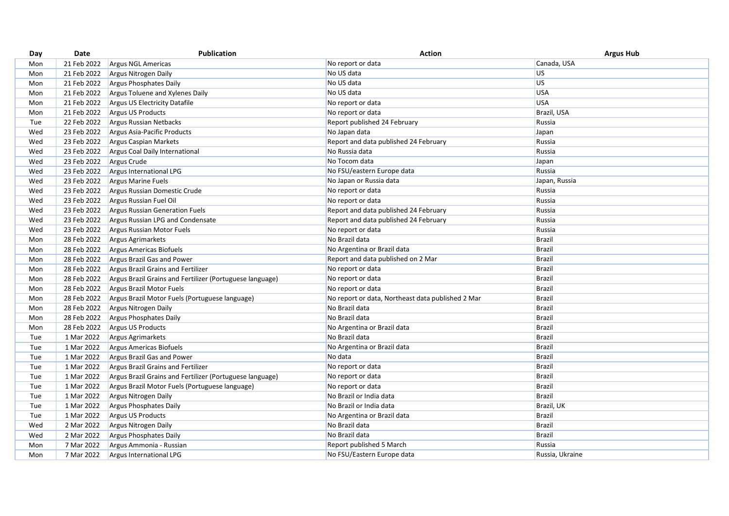| Day | Date | Publication | Action | Argus Hub |
|---|---|---|---|---|
| Mon | 21 Feb 2022 | Argus NGL Americas | No report or data | Canada, USA |
| Mon | 21 Feb 2022 | Argus Nitrogen Daily | No US data | US |
| Mon | 21 Feb 2022 | Argus Phosphates Daily | No US data | US |
| Mon | 21 Feb 2022 | Argus Toluene and Xylenes Daily | No US data | USA |
| Mon | 21 Feb 2022 | Argus US Electricity Datafile | No report or data | USA |
| Mon | 21 Feb 2022 | Argus US Products | No report or data | Brazil, USA |
| Tue | 22 Feb 2022 | Argus Russian Netbacks | Report published 24 February | Russia |
| Wed | 23 Feb 2022 | Argus Asia-Pacific Products | No Japan data | Japan |
| Wed | 23 Feb 2022 | Argus Caspian Markets | Report and data published 24 February | Russia |
| Wed | 23 Feb 2022 | Argus Coal Daily International | No Russia data | Russia |
| Wed | 23 Feb 2022 | Argus Crude | No Tocom data | Japan |
| Wed | 23 Feb 2022 | Argus International LPG | No FSU/eastern Europe data | Russia |
| Wed | 23 Feb 2022 | Argus Marine Fuels | No Japan or Russia data | Japan, Russia |
| Wed | 23 Feb 2022 | Argus Russian Domestic Crude | No report or data | Russia |
| Wed | 23 Feb 2022 | Argus Russian Fuel Oil | No report or data | Russia |
| Wed | 23 Feb 2022 | Argus Russian Generation Fuels | Report and data published 24 February | Russia |
| Wed | 23 Feb 2022 | Argus Russian LPG and Condensate | Report and data published 24 February | Russia |
| Wed | 23 Feb 2022 | Argus Russian Motor Fuels | No report or data | Russia |
| Mon | 28 Feb 2022 | Argus Agrimarkets | No Brazil data | Brazil |
| Mon | 28 Feb 2022 | Argus Americas Biofuels | No Argentina or Brazil data | Brazil |
| Mon | 28 Feb 2022 | Argus Brazil Gas and Power | Report and data published on 2 Mar | Brazil |
| Mon | 28 Feb 2022 | Argus Brazil Grains and Fertilizer | No report or data | Brazil |
| Mon | 28 Feb 2022 | Argus Brazil Grains and Fertilizer (Portuguese language) | No report or data | Brazil |
| Mon | 28 Feb 2022 | Argus Brazil Motor Fuels | No report or data | Brazil |
| Mon | 28 Feb 2022 | Argus Brazil Motor Fuels (Portuguese language) | No report or data, Northeast data published 2 Mar | Brazil |
| Mon | 28 Feb 2022 | Argus Nitrogen Daily | No Brazil data | Brazil |
| Mon | 28 Feb 2022 | Argus Phosphates Daily | No Brazil data | Brazil |
| Mon | 28 Feb 2022 | Argus US Products | No Argentina or Brazil data | Brazil |
| Tue | 1 Mar 2022 | Argus Agrimarkets | No Brazil data | Brazil |
| Tue | 1 Mar 2022 | Argus Americas Biofuels | No Argentina or Brazil data | Brazil |
| Tue | 1 Mar 2022 | Argus Brazil Gas and Power | No data | Brazil |
| Tue | 1 Mar 2022 | Argus Brazil Grains and Fertilizer | No report or data | Brazil |
| Tue | 1 Mar 2022 | Argus Brazil Grains and Fertilizer (Portuguese language) | No report or data | Brazil |
| Tue | 1 Mar 2022 | Argus Brazil Motor Fuels (Portuguese language) | No report or data | Brazil |
| Tue | 1 Mar 2022 | Argus Nitrogen Daily | No Brazil or India data | Brazil |
| Tue | 1 Mar 2022 | Argus Phosphates Daily | No Brazil or India data | Brazil, UK |
| Tue | 1 Mar 2022 | Argus US Products | No Argentina or Brazil data | Brazil |
| Wed | 2 Mar 2022 | Argus Nitrogen Daily | No Brazil data | Brazil |
| Wed | 2 Mar 2022 | Argus Phosphates Daily | No Brazil data | Brazil |
| Mon | 7 Mar 2022 | Argus Ammonia - Russian | Report published 5 March | Russia |
| Mon | 7 Mar 2022 | Argus International LPG | No FSU/Eastern Europe data | Russia, Ukraine |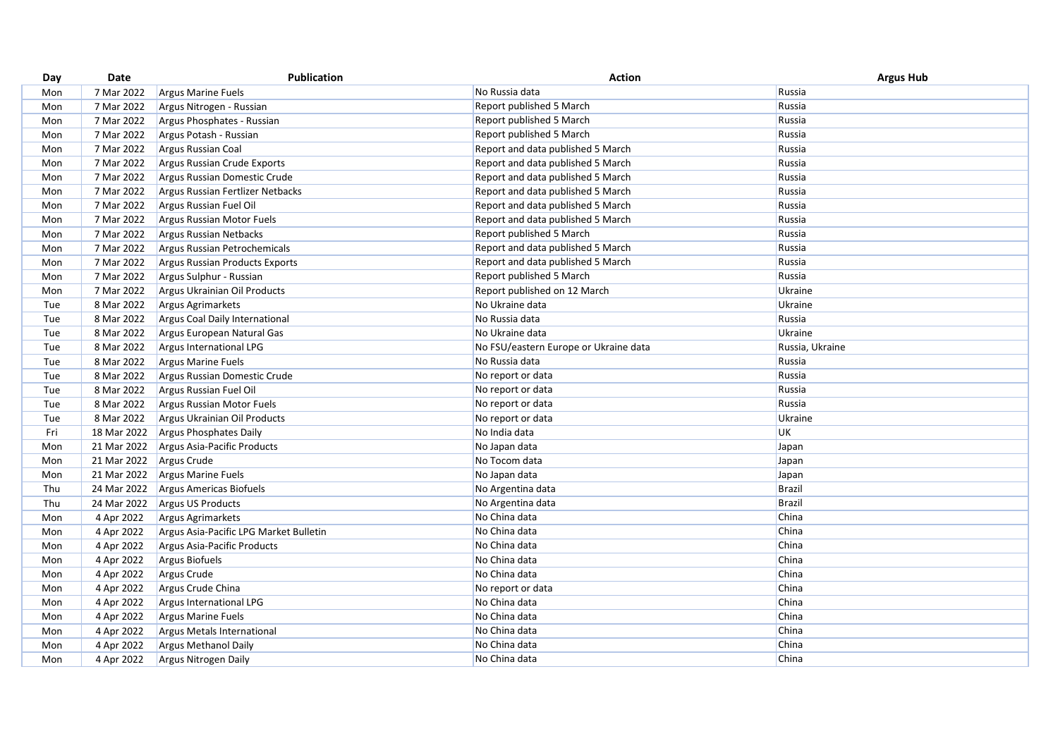| Day | Date | Publication | Action | Argus Hub |
|---|---|---|---|---|
| Mon | 7 Mar 2022 | Argus Marine Fuels | No Russia data | Russia |
| Mon | 7 Mar 2022 | Argus Nitrogen - Russian | Report published 5 March | Russia |
| Mon | 7 Mar 2022 | Argus Phosphates - Russian | Report published 5 March | Russia |
| Mon | 7 Mar 2022 | Argus Potash - Russian | Report published 5 March | Russia |
| Mon | 7 Mar 2022 | Argus Russian Coal | Report and data published 5 March | Russia |
| Mon | 7 Mar 2022 | Argus Russian Crude Exports | Report and data published 5 March | Russia |
| Mon | 7 Mar 2022 | Argus Russian Domestic Crude | Report and data published 5 March | Russia |
| Mon | 7 Mar 2022 | Argus Russian Fertlizer Netbacks | Report and data published 5 March | Russia |
| Mon | 7 Mar 2022 | Argus Russian Fuel Oil | Report and data published 5 March | Russia |
| Mon | 7 Mar 2022 | Argus Russian Motor Fuels | Report and data published 5 March | Russia |
| Mon | 7 Mar 2022 | Argus Russian Netbacks | Report published 5 March | Russia |
| Mon | 7 Mar 2022 | Argus Russian Petrochemicals | Report and data published 5 March | Russia |
| Mon | 7 Mar 2022 | Argus Russian Products Exports | Report and data published 5 March | Russia |
| Mon | 7 Mar 2022 | Argus Sulphur - Russian | Report published 5 March | Russia |
| Mon | 7 Mar 2022 | Argus Ukrainian Oil Products | Report published on 12 March | Ukraine |
| Tue | 8 Mar 2022 | Argus Agrimarkets | No Ukraine data | Ukraine |
| Tue | 8 Mar 2022 | Argus Coal Daily International | No Russia data | Russia |
| Tue | 8 Mar 2022 | Argus European Natural Gas | No Ukraine data | Ukraine |
| Tue | 8 Mar 2022 | Argus International LPG | No FSU/eastern Europe or Ukraine data | Russia, Ukraine |
| Tue | 8 Mar 2022 | Argus Marine Fuels | No Russia data | Russia |
| Tue | 8 Mar 2022 | Argus Russian Domestic Crude | No report or data | Russia |
| Tue | 8 Mar 2022 | Argus Russian Fuel Oil | No report or data | Russia |
| Tue | 8 Mar 2022 | Argus Russian Motor Fuels | No report or data | Russia |
| Tue | 8 Mar 2022 | Argus Ukrainian Oil Products | No report or data | Ukraine |
| Fri | 18 Mar 2022 | Argus Phosphates Daily | No India data | UK |
| Mon | 21 Mar 2022 | Argus Asia-Pacific Products | No Japan data | Japan |
| Mon | 21 Mar 2022 | Argus Crude | No Tocom data | Japan |
| Mon | 21 Mar 2022 | Argus Marine Fuels | No Japan data | Japan |
| Thu | 24 Mar 2022 | Argus Americas Biofuels | No Argentina data | Brazil |
| Thu | 24 Mar 2022 | Argus US Products | No Argentina data | Brazil |
| Mon | 4 Apr 2022 | Argus Agrimarkets | No China data | China |
| Mon | 4 Apr 2022 | Argus Asia-Pacific LPG Market Bulletin | No China data | China |
| Mon | 4 Apr 2022 | Argus Asia-Pacific Products | No China data | China |
| Mon | 4 Apr 2022 | Argus Biofuels | No China data | China |
| Mon | 4 Apr 2022 | Argus Crude | No China data | China |
| Mon | 4 Apr 2022 | Argus Crude China | No report or data | China |
| Mon | 4 Apr 2022 | Argus International LPG | No China data | China |
| Mon | 4 Apr 2022 | Argus Marine Fuels | No China data | China |
| Mon | 4 Apr 2022 | Argus Metals International | No China data | China |
| Mon | 4 Apr 2022 | Argus Methanol Daily | No China data | China |
| Mon | 4 Apr 2022 | Argus Nitrogen Daily | No China data | China |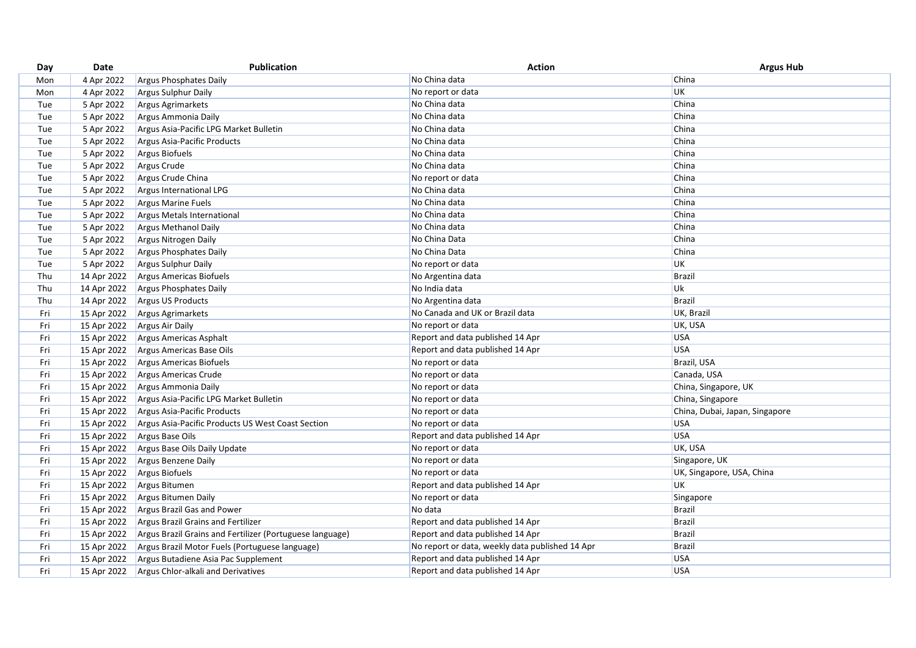| Day | Date | Publication | Action | Argus Hub |
|---|---|---|---|---|
| Mon | 4 Apr 2022 | Argus Phosphates Daily | No China data | China |
| Mon | 4 Apr 2022 | Argus Sulphur Daily | No report or data | UK |
| Tue | 5 Apr 2022 | Argus Agrimarkets | No China data | China |
| Tue | 5 Apr 2022 | Argus Ammonia Daily | No China data | China |
| Tue | 5 Apr 2022 | Argus Asia-Pacific LPG Market Bulletin | No China data | China |
| Tue | 5 Apr 2022 | Argus Asia-Pacific Products | No China data | China |
| Tue | 5 Apr 2022 | Argus Biofuels | No China data | China |
| Tue | 5 Apr 2022 | Argus Crude | No China data | China |
| Tue | 5 Apr 2022 | Argus Crude China | No report or data | China |
| Tue | 5 Apr 2022 | Argus International LPG | No China data | China |
| Tue | 5 Apr 2022 | Argus Marine Fuels | No China data | China |
| Tue | 5 Apr 2022 | Argus Metals International | No China data | China |
| Tue | 5 Apr 2022 | Argus Methanol Daily | No China data | China |
| Tue | 5 Apr 2022 | Argus Nitrogen Daily | No China Data | China |
| Tue | 5 Apr 2022 | Argus Phosphates Daily | No China Data | China |
| Tue | 5 Apr 2022 | Argus Sulphur Daily | No report or data | UK |
| Thu | 14 Apr 2022 | Argus Americas Biofuels | No Argentina data | Brazil |
| Thu | 14 Apr 2022 | Argus Phosphates Daily | No India data | Uk |
| Thu | 14 Apr 2022 | Argus US Products | No Argentina data | Brazil |
| Fri | 15 Apr 2022 | Argus Agrimarkets | No Canada and UK or Brazil data | UK, Brazil |
| Fri | 15 Apr 2022 | Argus Air Daily | No report or data | UK, USA |
| Fri | 15 Apr 2022 | Argus Americas Asphalt | Report and data published 14 Apr | USA |
| Fri | 15 Apr 2022 | Argus Americas Base Oils | Report and data published 14 Apr | USA |
| Fri | 15 Apr 2022 | Argus Americas Biofuels | No report or data | Brazil, USA |
| Fri | 15 Apr 2022 | Argus Americas Crude | No report or data | Canada, USA |
| Fri | 15 Apr 2022 | Argus Ammonia Daily | No report or data | China, Singapore, UK |
| Fri | 15 Apr 2022 | Argus Asia-Pacific LPG Market Bulletin | No report or data | China, Singapore |
| Fri | 15 Apr 2022 | Argus Asia-Pacific Products | No report or data | China, Dubai, Japan, Singapore |
| Fri | 15 Apr 2022 | Argus Asia-Pacific Products US West Coast Section | No report or data | USA |
| Fri | 15 Apr 2022 | Argus Base Oils | Report and data published 14 Apr | USA |
| Fri | 15 Apr 2022 | Argus Base Oils Daily Update | No report or data | UK, USA |
| Fri | 15 Apr 2022 | Argus Benzene Daily | No report or data | Singapore, UK |
| Fri | 15 Apr 2022 | Argus Biofuels | No report or data | UK, Singapore, USA, China |
| Fri | 15 Apr 2022 | Argus Bitumen | Report and data published 14 Apr | UK |
| Fri | 15 Apr 2022 | Argus Bitumen Daily | No report or data | Singapore |
| Fri | 15 Apr 2022 | Argus Brazil Gas and Power | No data | Brazil |
| Fri | 15 Apr 2022 | Argus Brazil Grains and Fertilizer | Report and data published 14 Apr | Brazil |
| Fri | 15 Apr 2022 | Argus Brazil Grains and Fertilizer (Portuguese language) | Report and data published 14 Apr | Brazil |
| Fri | 15 Apr 2022 | Argus Brazil Motor Fuels (Portuguese language) | No report or data, weekly data published 14 Apr | Brazil |
| Fri | 15 Apr 2022 | Argus Butadiene Asia Pac Supplement | Report and data published 14 Apr | USA |
| Fri | 15 Apr 2022 | Argus Chlor-alkali and Derivatives | Report and data published 14 Apr | USA |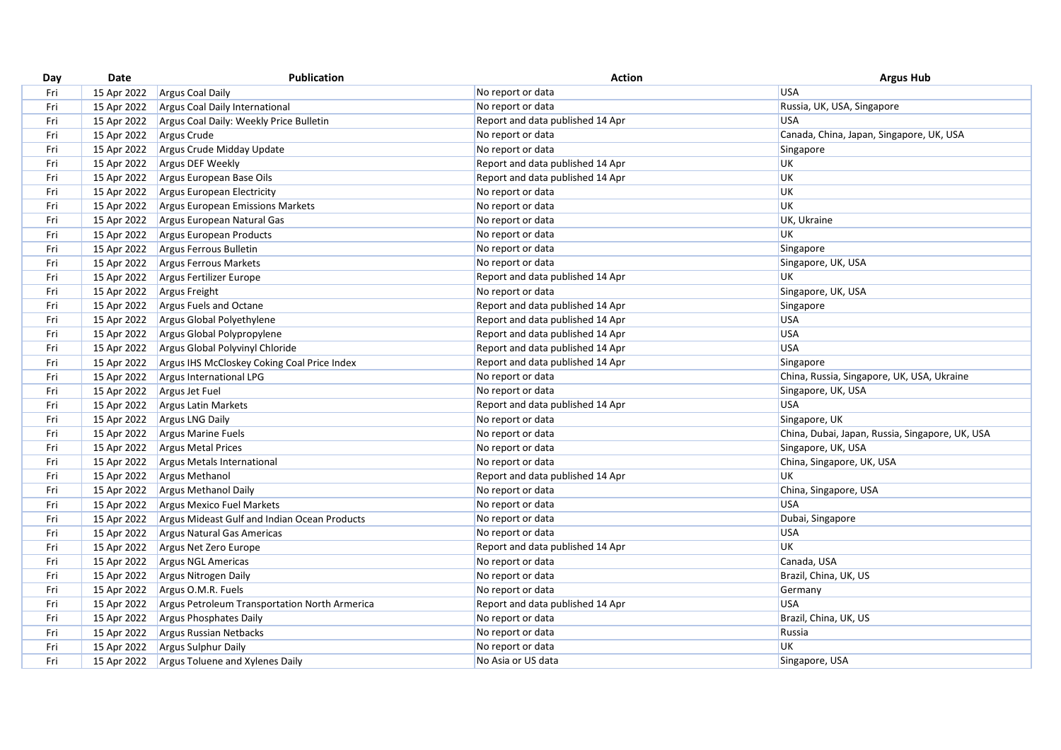| Day | Date | Publication | Action | Argus Hub |
| --- | --- | --- | --- | --- |
| Fri | 15 Apr 2022 | Argus Coal Daily | No report or data | USA |
| Fri | 15 Apr 2022 | Argus Coal Daily International | No report or data | Russia, UK, USA, Singapore |
| Fri | 15 Apr 2022 | Argus Coal Daily: Weekly Price Bulletin | Report and data published 14 Apr | USA |
| Fri | 15 Apr 2022 | Argus Crude | No report or data | Canada, China, Japan, Singapore, UK, USA |
| Fri | 15 Apr 2022 | Argus Crude Midday Update | No report or data | Singapore |
| Fri | 15 Apr 2022 | Argus DEF Weekly | Report and data published 14 Apr | UK |
| Fri | 15 Apr 2022 | Argus European Base Oils | Report and data published 14 Apr | UK |
| Fri | 15 Apr 2022 | Argus European Electricity | No report or data | UK |
| Fri | 15 Apr 2022 | Argus European Emissions Markets | No report or data | UK |
| Fri | 15 Apr 2022 | Argus European Natural Gas | No report or data | UK, Ukraine |
| Fri | 15 Apr 2022 | Argus European Products | No report or data | UK |
| Fri | 15 Apr 2022 | Argus Ferrous Bulletin | No report or data | Singapore |
| Fri | 15 Apr 2022 | Argus Ferrous Markets | No report or data | Singapore, UK, USA |
| Fri | 15 Apr 2022 | Argus Fertilizer Europe | Report and data published 14 Apr | UK |
| Fri | 15 Apr 2022 | Argus Freight | No report or data | Singapore, UK, USA |
| Fri | 15 Apr 2022 | Argus Fuels and Octane | Report and data published 14 Apr | Singapore |
| Fri | 15 Apr 2022 | Argus Global Polyethylene | Report and data published 14 Apr | USA |
| Fri | 15 Apr 2022 | Argus Global Polypropylene | Report and data published 14 Apr | USA |
| Fri | 15 Apr 2022 | Argus Global Polyvinyl Chloride | Report and data published 14 Apr | USA |
| Fri | 15 Apr 2022 | Argus IHS McCloskey Coking Coal Price Index | Report and data published 14 Apr | Singapore |
| Fri | 15 Apr 2022 | Argus International LPG | No report or data | China, Russia, Singapore, UK, USA, Ukraine |
| Fri | 15 Apr 2022 | Argus Jet Fuel | No report or data | Singapore, UK, USA |
| Fri | 15 Apr 2022 | Argus Latin Markets | Report and data published 14 Apr | USA |
| Fri | 15 Apr 2022 | Argus LNG Daily | No report or data | Singapore, UK |
| Fri | 15 Apr 2022 | Argus Marine Fuels | No report or data | China, Dubai, Japan, Russia, Singapore, UK, USA |
| Fri | 15 Apr 2022 | Argus Metal Prices | No report or data | Singapore, UK, USA |
| Fri | 15 Apr 2022 | Argus Metals International | No report or data | China, Singapore, UK, USA |
| Fri | 15 Apr 2022 | Argus Methanol | Report and data published 14 Apr | UK |
| Fri | 15 Apr 2022 | Argus Methanol Daily | No report or data | China, Singapore, USA |
| Fri | 15 Apr 2022 | Argus Mexico Fuel Markets | No report or data | USA |
| Fri | 15 Apr 2022 | Argus Mideast Gulf and Indian Ocean Products | No report or data | Dubai, Singapore |
| Fri | 15 Apr 2022 | Argus Natural Gas Americas | No report or data | USA |
| Fri | 15 Apr 2022 | Argus Net Zero Europe | Report and data published 14 Apr | UK |
| Fri | 15 Apr 2022 | Argus NGL Americas | No report or data | Canada, USA |
| Fri | 15 Apr 2022 | Argus Nitrogen Daily | No report or data | Brazil, China, UK, US |
| Fri | 15 Apr 2022 | Argus O.M.R. Fuels | No report or data | Germany |
| Fri | 15 Apr 2022 | Argus Petroleum Transportation North Armerica | Report and data published 14 Apr | USA |
| Fri | 15 Apr 2022 | Argus Phosphates Daily | No report or data | Brazil, China, UK, US |
| Fri | 15 Apr 2022 | Argus Russian Netbacks | No report or data | Russia |
| Fri | 15 Apr 2022 | Argus Sulphur Daily | No report or data | UK |
| Fri | 15 Apr 2022 | Argus Toluene and Xylenes Daily | No Asia or US data | Singapore, USA |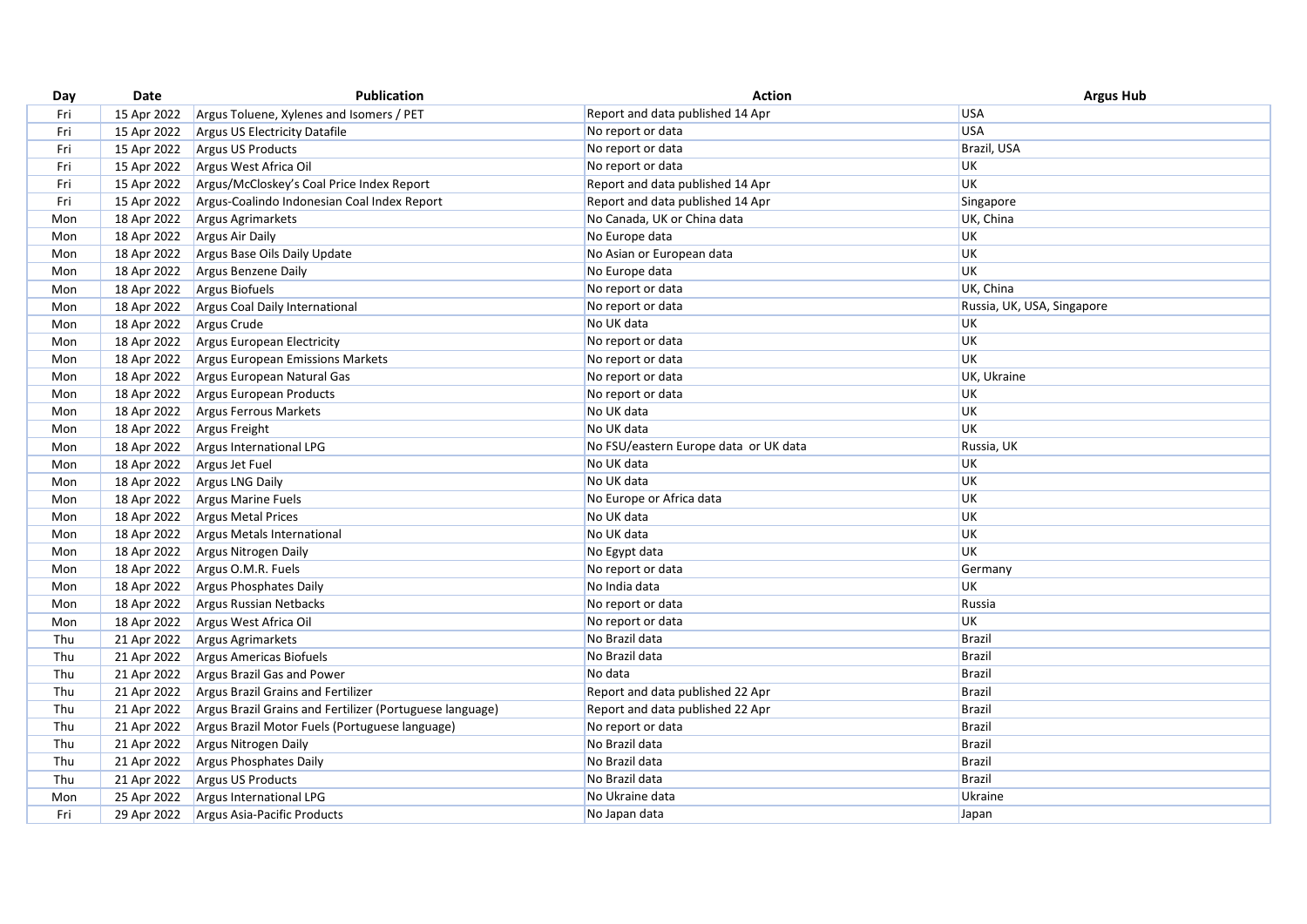| Day | Date | Publication | Action | Argus Hub |
|---|---|---|---|---|
| Fri | 15 Apr 2022 | Argus Toluene, Xylenes and Isomers / PET | Report and data published 14 Apr | USA |
| Fri | 15 Apr 2022 | Argus US Electricity Datafile | No report or data | USA |
| Fri | 15 Apr 2022 | Argus US Products | No report or data | Brazil, USA |
| Fri | 15 Apr 2022 | Argus West Africa Oil | No report or data | UK |
| Fri | 15 Apr 2022 | Argus/McCloskey's Coal Price Index Report | Report and data published 14 Apr | UK |
| Fri | 15 Apr 2022 | Argus-Coalindo Indonesian Coal Index Report | Report and data published 14 Apr | Singapore |
| Mon | 18 Apr 2022 | Argus Agrimarkets | No Canada, UK or China data | UK, China |
| Mon | 18 Apr 2022 | Argus Air Daily | No Europe data | UK |
| Mon | 18 Apr 2022 | Argus Base Oils Daily Update | No Asian or European data | UK |
| Mon | 18 Apr 2022 | Argus Benzene Daily | No Europe data | UK |
| Mon | 18 Apr 2022 | Argus Biofuels | No report or data | UK, China |
| Mon | 18 Apr 2022 | Argus Coal Daily International | No report or data | Russia, UK, USA, Singapore |
| Mon | 18 Apr 2022 | Argus Crude | No UK data | UK |
| Mon | 18 Apr 2022 | Argus European Electricity | No report or data | UK |
| Mon | 18 Apr 2022 | Argus European Emissions Markets | No report or data | UK |
| Mon | 18 Apr 2022 | Argus European Natural Gas | No report or data | UK, Ukraine |
| Mon | 18 Apr 2022 | Argus European Products | No report or data | UK |
| Mon | 18 Apr 2022 | Argus Ferrous Markets | No UK data | UK |
| Mon | 18 Apr 2022 | Argus Freight | No UK data | UK |
| Mon | 18 Apr 2022 | Argus International LPG | No FSU/eastern Europe data or UK data | Russia, UK |
| Mon | 18 Apr 2022 | Argus Jet Fuel | No UK data | UK |
| Mon | 18 Apr 2022 | Argus LNG Daily | No UK data | UK |
| Mon | 18 Apr 2022 | Argus Marine Fuels | No Europe or Africa data | UK |
| Mon | 18 Apr 2022 | Argus Metal Prices | No UK data | UK |
| Mon | 18 Apr 2022 | Argus Metals International | No UK data | UK |
| Mon | 18 Apr 2022 | Argus Nitrogen Daily | No Egypt data | UK |
| Mon | 18 Apr 2022 | Argus O.M.R. Fuels | No report or data | Germany |
| Mon | 18 Apr 2022 | Argus Phosphates Daily | No India data | UK |
| Mon | 18 Apr 2022 | Argus Russian Netbacks | No report or data | Russia |
| Mon | 18 Apr 2022 | Argus West Africa Oil | No report or data | UK |
| Thu | 21 Apr 2022 | Argus Agrimarkets | No Brazil data | Brazil |
| Thu | 21 Apr 2022 | Argus Americas Biofuels | No Brazil data | Brazil |
| Thu | 21 Apr 2022 | Argus Brazil Gas and Power | No data | Brazil |
| Thu | 21 Apr 2022 | Argus Brazil Grains and Fertilizer | Report and data published 22 Apr | Brazil |
| Thu | 21 Apr 2022 | Argus Brazil Grains and Fertilizer (Portuguese language) | Report and data published 22 Apr | Brazil |
| Thu | 21 Apr 2022 | Argus Brazil Motor Fuels (Portuguese language) | No report or data | Brazil |
| Thu | 21 Apr 2022 | Argus Nitrogen Daily | No Brazil data | Brazil |
| Thu | 21 Apr 2022 | Argus Phosphates Daily | No Brazil data | Brazil |
| Thu | 21 Apr 2022 | Argus US Products | No Brazil data | Brazil |
| Mon | 25 Apr 2022 | Argus International LPG | No Ukraine data | Ukraine |
| Fri | 29 Apr 2022 | Argus Asia-Pacific Products | No Japan data | Japan |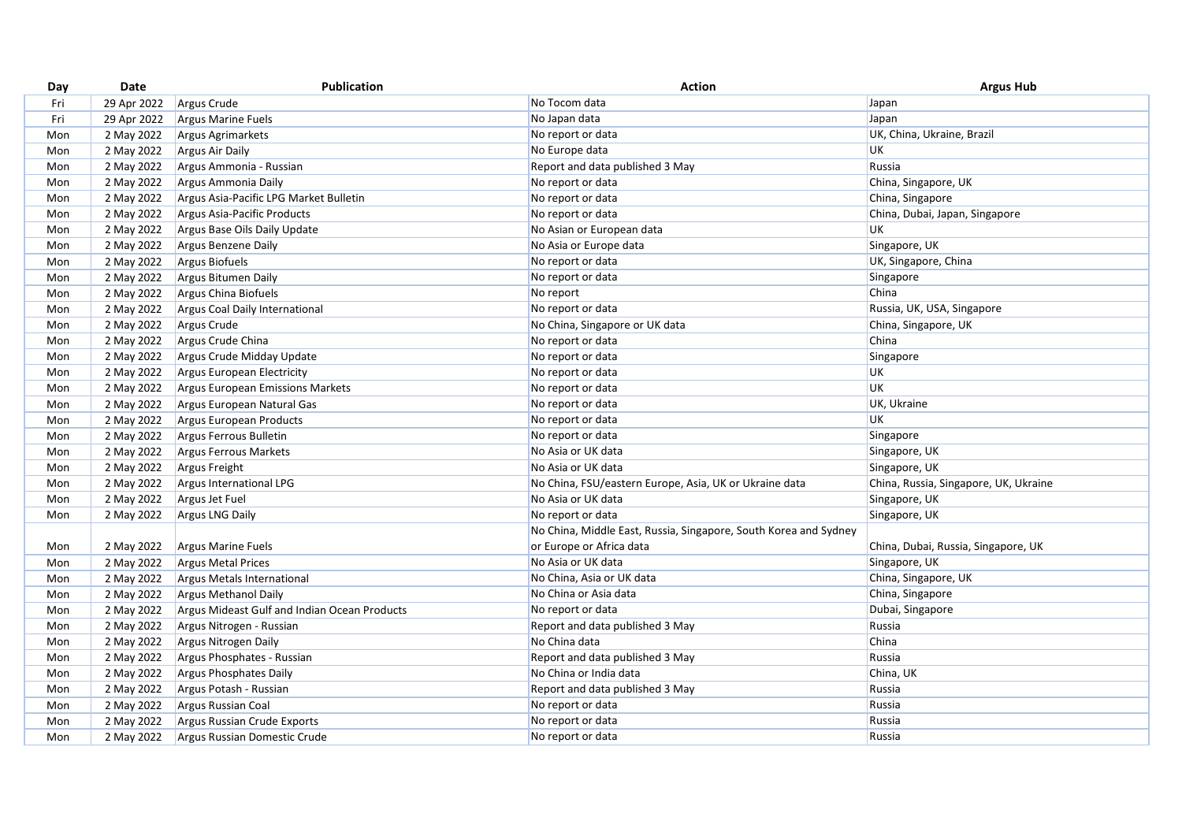| Day | Date | Publication | Action | Argus Hub |
|---|---|---|---|---|
| Fri | 29 Apr 2022 | Argus Crude | No Tocom data | Japan |
| Fri | 29 Apr 2022 | Argus Marine Fuels | No Japan data | Japan |
| Mon | 2 May 2022 | Argus Agrimarkets | No report or data | UK, China, Ukraine, Brazil |
| Mon | 2 May 2022 | Argus Air Daily | No Europe data | UK |
| Mon | 2 May 2022 | Argus Ammonia - Russian | Report and data published 3 May | Russia |
| Mon | 2 May 2022 | Argus Ammonia Daily | No report or data | China, Singapore, UK |
| Mon | 2 May 2022 | Argus Asia-Pacific LPG Market Bulletin | No report or data | China, Singapore |
| Mon | 2 May 2022 | Argus Asia-Pacific Products | No report or data | China, Dubai, Japan, Singapore |
| Mon | 2 May 2022 | Argus Base Oils Daily Update | No Asian or European data | UK |
| Mon | 2 May 2022 | Argus Benzene Daily | No Asia or Europe data | Singapore, UK |
| Mon | 2 May 2022 | Argus Biofuels | No report or data | UK, Singapore, China |
| Mon | 2 May 2022 | Argus Bitumen Daily | No report or data | Singapore |
| Mon | 2 May 2022 | Argus China Biofuels | No report | China |
| Mon | 2 May 2022 | Argus Coal Daily International | No report or data | Russia, UK, USA, Singapore |
| Mon | 2 May 2022 | Argus Crude | No China, Singapore or UK data | China, Singapore, UK |
| Mon | 2 May 2022 | Argus Crude China | No report or data | China |
| Mon | 2 May 2022 | Argus Crude Midday Update | No report or data | Singapore |
| Mon | 2 May 2022 | Argus European Electricity | No report or data | UK |
| Mon | 2 May 2022 | Argus European Emissions Markets | No report or data | UK |
| Mon | 2 May 2022 | Argus European Natural Gas | No report or data | UK, Ukraine |
| Mon | 2 May 2022 | Argus European Products | No report or data | UK |
| Mon | 2 May 2022 | Argus Ferrous Bulletin | No report or data | Singapore |
| Mon | 2 May 2022 | Argus Ferrous Markets | No Asia or UK data | Singapore, UK |
| Mon | 2 May 2022 | Argus Freight | No Asia or UK data | Singapore, UK |
| Mon | 2 May 2022 | Argus International LPG | No China, FSU/eastern Europe, Asia, UK or Ukraine data | China, Russia, Singapore, UK, Ukraine |
| Mon | 2 May 2022 | Argus Jet Fuel | No Asia or UK data | Singapore, UK |
| Mon | 2 May 2022 | Argus LNG Daily | No report or data | Singapore, UK |
| Mon | 2 May 2022 | Argus Marine Fuels | No China, Middle East, Russia, Singapore, South Korea and Sydney or Europe or Africa data | China, Dubai, Russia, Singapore, UK |
| Mon | 2 May 2022 | Argus Metal Prices | No Asia or UK data | Singapore, UK |
| Mon | 2 May 2022 | Argus Metals International | No China, Asia or UK data | China, Singapore, UK |
| Mon | 2 May 2022 | Argus Methanol Daily | No China or Asia data | China, Singapore |
| Mon | 2 May 2022 | Argus Mideast Gulf and Indian Ocean Products | No report or data | Dubai, Singapore |
| Mon | 2 May 2022 | Argus Nitrogen - Russian | Report and data published 3 May | Russia |
| Mon | 2 May 2022 | Argus Nitrogen Daily | No China data | China |
| Mon | 2 May 2022 | Argus Phosphates - Russian | Report and data published 3 May | Russia |
| Mon | 2 May 2022 | Argus Phosphates Daily | No China or India data | China, UK |
| Mon | 2 May 2022 | Argus Potash - Russian | Report and data published 3 May | Russia |
| Mon | 2 May 2022 | Argus Russian Coal | No report or data | Russia |
| Mon | 2 May 2022 | Argus Russian Crude Exports | No report or data | Russia |
| Mon | 2 May 2022 | Argus Russian Domestic Crude | No report or data | Russia |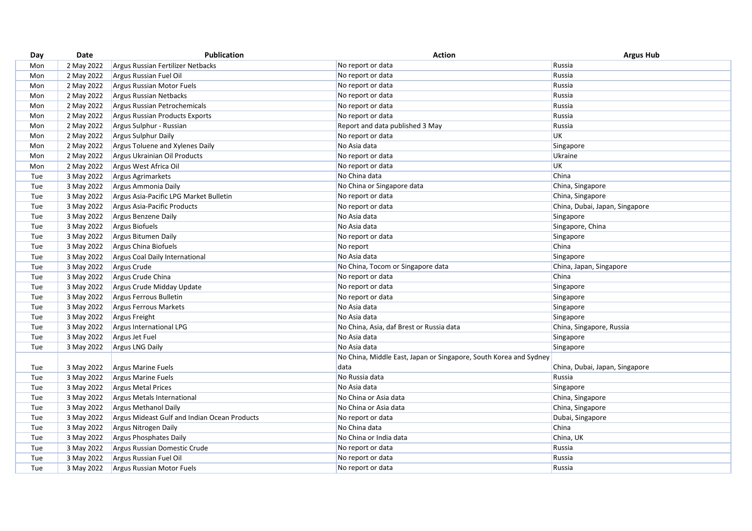| Day | Date | Publication | Action | Argus Hub |
|---|---|---|---|---|
| Mon | 2 May 2022 | Argus Russian Fertilizer Netbacks | No report or data | Russia |
| Mon | 2 May 2022 | Argus Russian Fuel Oil | No report or data | Russia |
| Mon | 2 May 2022 | Argus Russian Motor Fuels | No report or data | Russia |
| Mon | 2 May 2022 | Argus Russian Netbacks | No report or data | Russia |
| Mon | 2 May 2022 | Argus Russian Petrochemicals | No report or data | Russia |
| Mon | 2 May 2022 | Argus Russian Products Exports | No report or data | Russia |
| Mon | 2 May 2022 | Argus Sulphur - Russian | Report and data published 3 May | Russia |
| Mon | 2 May 2022 | Argus Sulphur Daily | No report or data | UK |
| Mon | 2 May 2022 | Argus Toluene and Xylenes Daily | No Asia data | Singapore |
| Mon | 2 May 2022 | Argus Ukrainian Oil Products | No report or data | Ukraine |
| Mon | 2 May 2022 | Argus West Africa Oil | No report or data | UK |
| Tue | 3 May 2022 | Argus Agrimarkets | No China data | China |
| Tue | 3 May 2022 | Argus Ammonia Daily | No China or Singapore data | China, Singapore |
| Tue | 3 May 2022 | Argus Asia-Pacific LPG Market Bulletin | No report or data | China, Singapore |
| Tue | 3 May 2022 | Argus Asia-Pacific Products | No report or data | China, Dubai, Japan, Singapore |
| Tue | 3 May 2022 | Argus Benzene Daily | No Asia data | Singapore |
| Tue | 3 May 2022 | Argus Biofuels | No Asia data | Singapore, China |
| Tue | 3 May 2022 | Argus Bitumen Daily | No report or data | Singapore |
| Tue | 3 May 2022 | Argus China Biofuels | No report | China |
| Tue | 3 May 2022 | Argus Coal Daily International | No Asia data | Singapore |
| Tue | 3 May 2022 | Argus Crude | No China, Tocom or Singapore data | China, Japan, Singapore |
| Tue | 3 May 2022 | Argus Crude China | No report or data | China |
| Tue | 3 May 2022 | Argus Crude Midday Update | No report or data | Singapore |
| Tue | 3 May 2022 | Argus Ferrous Bulletin | No report or data | Singapore |
| Tue | 3 May 2022 | Argus Ferrous Markets | No Asia data | Singapore |
| Tue | 3 May 2022 | Argus Freight | No Asia data | Singapore |
| Tue | 3 May 2022 | Argus International LPG | No China, Asia, daf Brest or Russia data | China, Singapore, Russia |
| Tue | 3 May 2022 | Argus Jet Fuel | No Asia data | Singapore |
| Tue | 3 May 2022 | Argus LNG Daily | No Asia data | Singapore |
| Tue | 3 May 2022 | Argus Marine Fuels | No China, Middle East, Japan or Singapore, South Korea and Sydney data | China, Dubai, Japan, Singapore |
| Tue | 3 May 2022 | Argus Marine Fuels | No Russia data | Russia |
| Tue | 3 May 2022 | Argus Metal Prices | No Asia data | Singapore |
| Tue | 3 May 2022 | Argus Metals International | No China or Asia data | China, Singapore |
| Tue | 3 May 2022 | Argus Methanol Daily | No China or Asia data | China, Singapore |
| Tue | 3 May 2022 | Argus Mideast Gulf and Indian Ocean Products | No report or data | Dubai, Singapore |
| Tue | 3 May 2022 | Argus Nitrogen Daily | No China data | China |
| Tue | 3 May 2022 | Argus Phosphates Daily | No China or India data | China, UK |
| Tue | 3 May 2022 | Argus Russian Domestic Crude | No report or data | Russia |
| Tue | 3 May 2022 | Argus Russian Fuel Oil | No report or data | Russia |
| Tue | 3 May 2022 | Argus Russian Motor Fuels | No report or data | Russia |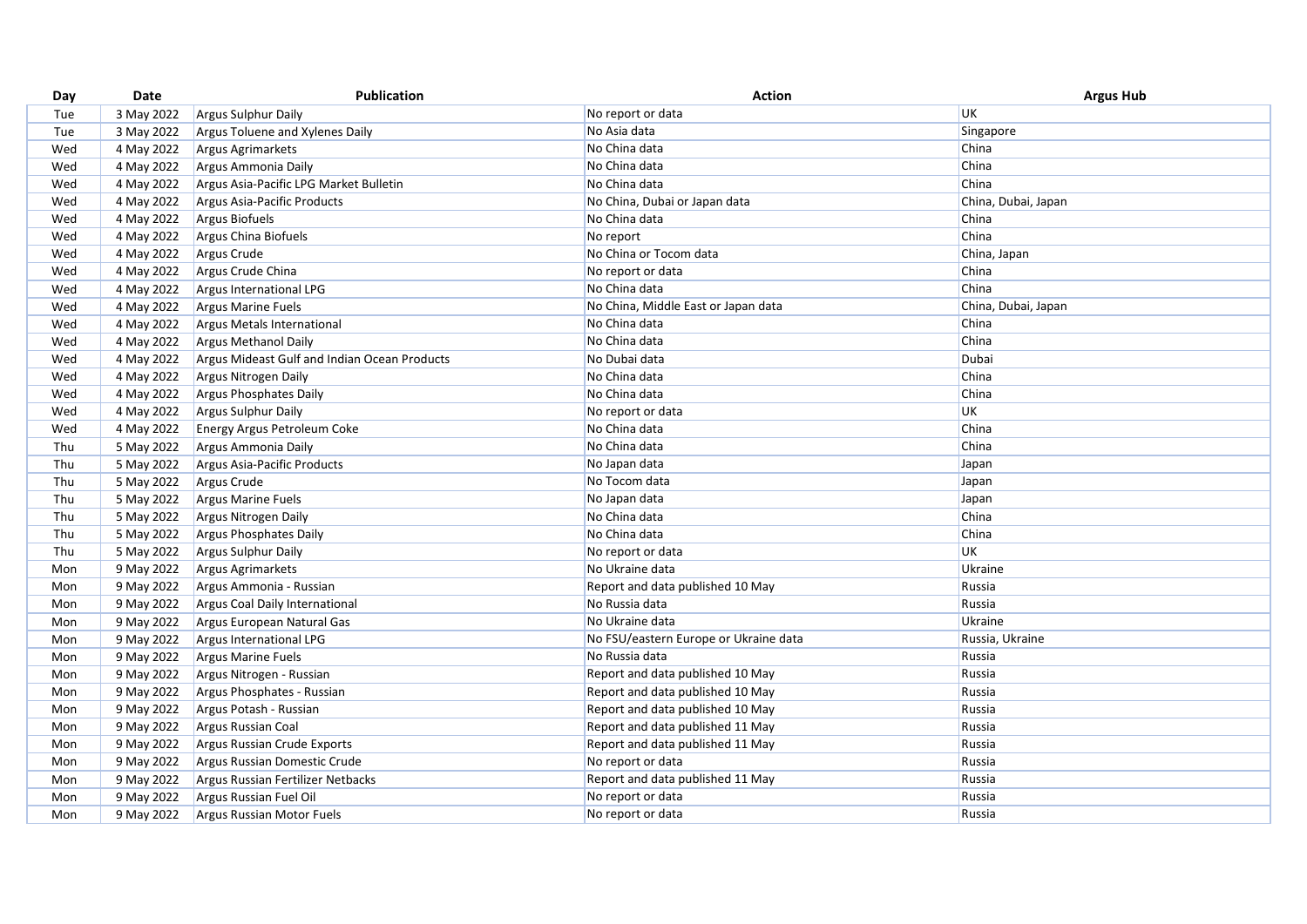| Day | Date | Publication | Action | Argus Hub |
|---|---|---|---|---|
| Tue | 3 May 2022 | Argus Sulphur Daily | No report or data | UK |
| Tue | 3 May 2022 | Argus Toluene and Xylenes Daily | No Asia data | Singapore |
| Wed | 4 May 2022 | Argus Agrimarkets | No China data | China |
| Wed | 4 May 2022 | Argus Ammonia Daily | No China data | China |
| Wed | 4 May 2022 | Argus Asia-Pacific LPG Market Bulletin | No China data | China |
| Wed | 4 May 2022 | Argus Asia-Pacific Products | No China, Dubai or Japan data | China, Dubai, Japan |
| Wed | 4 May 2022 | Argus Biofuels | No China data | China |
| Wed | 4 May 2022 | Argus China Biofuels | No report | China |
| Wed | 4 May 2022 | Argus Crude | No China or Tocom data | China, Japan |
| Wed | 4 May 2022 | Argus Crude China | No report or data | China |
| Wed | 4 May 2022 | Argus International LPG | No China data | China |
| Wed | 4 May 2022 | Argus Marine Fuels | No China, Middle East or Japan data | China, Dubai, Japan |
| Wed | 4 May 2022 | Argus Metals International | No China data | China |
| Wed | 4 May 2022 | Argus Methanol Daily | No China data | China |
| Wed | 4 May 2022 | Argus Mideast Gulf and Indian Ocean Products | No Dubai data | Dubai |
| Wed | 4 May 2022 | Argus Nitrogen Daily | No China data | China |
| Wed | 4 May 2022 | Argus Phosphates Daily | No China data | China |
| Wed | 4 May 2022 | Argus Sulphur Daily | No report or data | UK |
| Wed | 4 May 2022 | Energy Argus Petroleum Coke | No China data | China |
| Thu | 5 May 2022 | Argus Ammonia Daily | No China data | China |
| Thu | 5 May 2022 | Argus Asia-Pacific Products | No Japan data | Japan |
| Thu | 5 May 2022 | Argus Crude | No Tocom data | Japan |
| Thu | 5 May 2022 | Argus Marine Fuels | No Japan data | Japan |
| Thu | 5 May 2022 | Argus Nitrogen Daily | No China data | China |
| Thu | 5 May 2022 | Argus Phosphates Daily | No China data | China |
| Thu | 5 May 2022 | Argus Sulphur Daily | No report or data | UK |
| Mon | 9 May 2022 | Argus Agrimarkets | No Ukraine data | Ukraine |
| Mon | 9 May 2022 | Argus Ammonia - Russian | Report and data published 10 May | Russia |
| Mon | 9 May 2022 | Argus Coal Daily International | No Russia data | Russia |
| Mon | 9 May 2022 | Argus European Natural Gas | No Ukraine data | Ukraine |
| Mon | 9 May 2022 | Argus International LPG | No FSU/eastern Europe or Ukraine data | Russia, Ukraine |
| Mon | 9 May 2022 | Argus Marine Fuels | No Russia data | Russia |
| Mon | 9 May 2022 | Argus Nitrogen - Russian | Report and data published 10 May | Russia |
| Mon | 9 May 2022 | Argus Phosphates - Russian | Report and data published 10 May | Russia |
| Mon | 9 May 2022 | Argus Potash - Russian | Report and data published 10 May | Russia |
| Mon | 9 May 2022 | Argus Russian Coal | Report and data published 11 May | Russia |
| Mon | 9 May 2022 | Argus Russian Crude Exports | Report and data published 11 May | Russia |
| Mon | 9 May 2022 | Argus Russian Domestic Crude | No report or data | Russia |
| Mon | 9 May 2022 | Argus Russian Fertilizer Netbacks | Report and data published 11 May | Russia |
| Mon | 9 May 2022 | Argus Russian Fuel Oil | No report or data | Russia |
| Mon | 9 May 2022 | Argus Russian Motor Fuels | No report or data | Russia |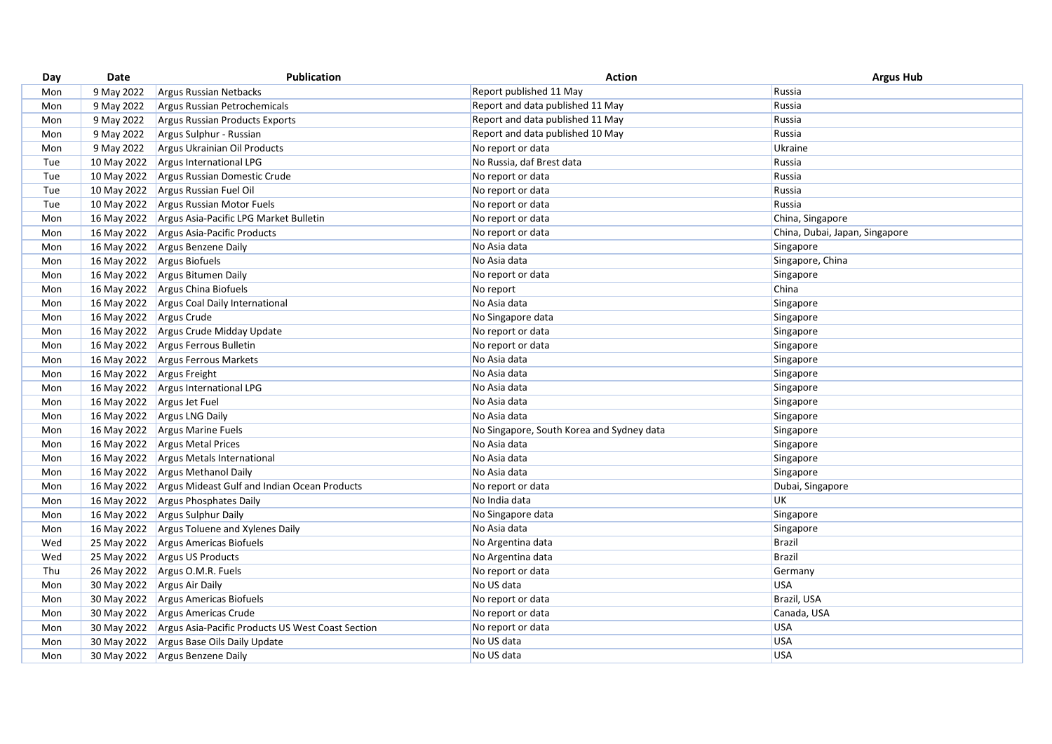| Day | Date | Publication | Action | Argus Hub |
|---|---|---|---|---|
| Mon | 9 May 2022 | Argus Russian Netbacks | Report published 11 May | Russia |
| Mon | 9 May 2022 | Argus Russian Petrochemicals | Report and data published 11 May | Russia |
| Mon | 9 May 2022 | Argus Russian Products Exports | Report and data published 11 May | Russia |
| Mon | 9 May 2022 | Argus Sulphur - Russian | Report and data published 10 May | Russia |
| Mon | 9 May 2022 | Argus Ukrainian Oil Products | No report or data | Ukraine |
| Tue | 10 May 2022 | Argus International LPG | No Russia, daf Brest data | Russia |
| Tue | 10 May 2022 | Argus Russian Domestic Crude | No report or data | Russia |
| Tue | 10 May 2022 | Argus Russian Fuel Oil | No report or data | Russia |
| Tue | 10 May 2022 | Argus Russian Motor Fuels | No report or data | Russia |
| Mon | 16 May 2022 | Argus Asia-Pacific LPG Market Bulletin | No report or data | China, Singapore |
| Mon | 16 May 2022 | Argus Asia-Pacific Products | No report or data | China, Dubai, Japan, Singapore |
| Mon | 16 May 2022 | Argus Benzene Daily | No Asia data | Singapore |
| Mon | 16 May 2022 | Argus Biofuels | No Asia data | Singapore, China |
| Mon | 16 May 2022 | Argus Bitumen Daily | No report or data | Singapore |
| Mon | 16 May 2022 | Argus China Biofuels | No report | China |
| Mon | 16 May 2022 | Argus Coal Daily International | No Asia data | Singapore |
| Mon | 16 May 2022 | Argus Crude | No Singapore data | Singapore |
| Mon | 16 May 2022 | Argus Crude Midday Update | No report or data | Singapore |
| Mon | 16 May 2022 | Argus Ferrous Bulletin | No report or data | Singapore |
| Mon | 16 May 2022 | Argus Ferrous Markets | No Asia data | Singapore |
| Mon | 16 May 2022 | Argus Freight | No Asia data | Singapore |
| Mon | 16 May 2022 | Argus International LPG | No Asia data | Singapore |
| Mon | 16 May 2022 | Argus Jet Fuel | No Asia data | Singapore |
| Mon | 16 May 2022 | Argus LNG Daily | No Asia data | Singapore |
| Mon | 16 May 2022 | Argus Marine Fuels | No Singapore, South Korea and Sydney data | Singapore |
| Mon | 16 May 2022 | Argus Metal Prices | No Asia data | Singapore |
| Mon | 16 May 2022 | Argus Metals International | No Asia data | Singapore |
| Mon | 16 May 2022 | Argus Methanol Daily | No Asia data | Singapore |
| Mon | 16 May 2022 | Argus Mideast Gulf and Indian Ocean Products | No report or data | Dubai, Singapore |
| Mon | 16 May 2022 | Argus Phosphates Daily | No India data | UK |
| Mon | 16 May 2022 | Argus Sulphur Daily | No Singapore data | Singapore |
| Mon | 16 May 2022 | Argus Toluene and Xylenes Daily | No Asia data | Singapore |
| Wed | 25 May 2022 | Argus Americas Biofuels | No Argentina data | Brazil |
| Wed | 25 May 2022 | Argus US Products | No Argentina data | Brazil |
| Thu | 26 May 2022 | Argus O.M.R. Fuels | No report or data | Germany |
| Mon | 30 May 2022 | Argus Air Daily | No US data | USA |
| Mon | 30 May 2022 | Argus Americas Biofuels | No report or data | Brazil, USA |
| Mon | 30 May 2022 | Argus Americas Crude | No report or data | Canada, USA |
| Mon | 30 May 2022 | Argus Asia-Pacific Products US West Coast Section | No report or data | USA |
| Mon | 30 May 2022 | Argus Base Oils Daily Update | No US data | USA |
| Mon | 30 May 2022 | Argus Benzene Daily | No US data | USA |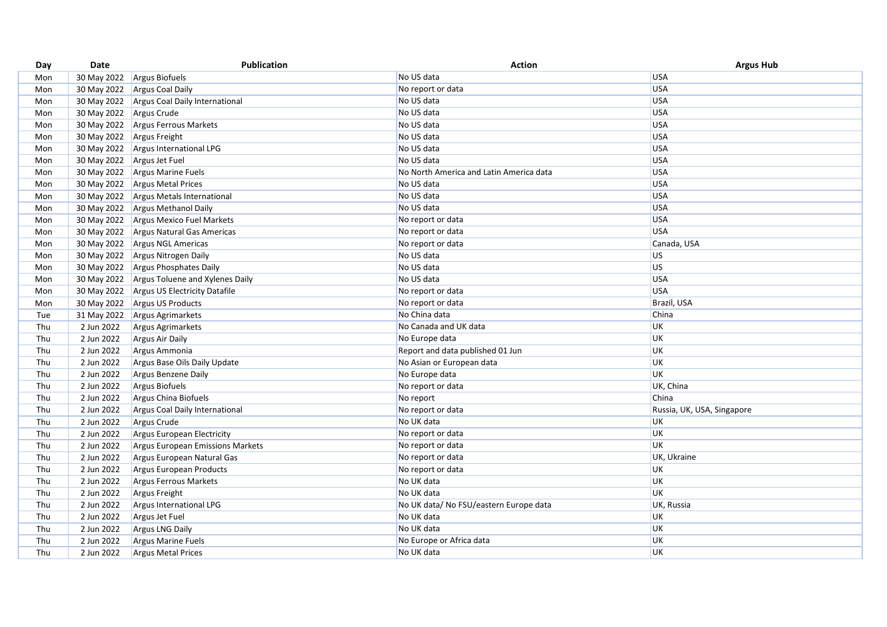| Day | Date | Publication | Action | Argus Hub |
|---|---|---|---|---|
| Mon | 30 May 2022 | Argus Biofuels | No US data | USA |
| Mon | 30 May 2022 | Argus Coal Daily | No report or data | USA |
| Mon | 30 May 2022 | Argus Coal Daily International | No US data | USA |
| Mon | 30 May 2022 | Argus Crude | No US data | USA |
| Mon | 30 May 2022 | Argus Ferrous Markets | No US data | USA |
| Mon | 30 May 2022 | Argus Freight | No US data | USA |
| Mon | 30 May 2022 | Argus International LPG | No US data | USA |
| Mon | 30 May 2022 | Argus Jet Fuel | No US data | USA |
| Mon | 30 May 2022 | Argus Marine Fuels | No North America and Latin America data | USA |
| Mon | 30 May 2022 | Argus Metal Prices | No US data | USA |
| Mon | 30 May 2022 | Argus Metals International | No US data | USA |
| Mon | 30 May 2022 | Argus Methanol Daily | No US data | USA |
| Mon | 30 May 2022 | Argus Mexico Fuel Markets | No report or data | USA |
| Mon | 30 May 2022 | Argus Natural Gas Americas | No report or data | USA |
| Mon | 30 May 2022 | Argus NGL Americas | No report or data | Canada, USA |
| Mon | 30 May 2022 | Argus Nitrogen Daily | No US data | US |
| Mon | 30 May 2022 | Argus Phosphates Daily | No US data | US |
| Mon | 30 May 2022 | Argus Toluene and Xylenes Daily | No US data | USA |
| Mon | 30 May 2022 | Argus US Electricity Datafile | No report or data | USA |
| Mon | 30 May 2022 | Argus US Products | No report or data | Brazil, USA |
| Tue | 31 May 2022 | Argus Agrimarkets | No China data | China |
| Thu | 2 Jun 2022 | Argus Agrimarkets | No Canada and UK data | UK |
| Thu | 2 Jun 2022 | Argus Air Daily | No Europe data | UK |
| Thu | 2 Jun 2022 | Argus Ammonia | Report and data published 01 Jun | UK |
| Thu | 2 Jun 2022 | Argus Base Oils Daily Update | No Asian or European data | UK |
| Thu | 2 Jun 2022 | Argus Benzene Daily | No Europe data | UK |
| Thu | 2 Jun 2022 | Argus Biofuels | No report or data | UK, China |
| Thu | 2 Jun 2022 | Argus China Biofuels | No report | China |
| Thu | 2 Jun 2022 | Argus Coal Daily International | No report or data | Russia, UK, USA, Singapore |
| Thu | 2 Jun 2022 | Argus Crude | No UK data | UK |
| Thu | 2 Jun 2022 | Argus European Electricity | No report or data | UK |
| Thu | 2 Jun 2022 | Argus European Emissions Markets | No report or data | UK |
| Thu | 2 Jun 2022 | Argus European Natural Gas | No report or data | UK, Ukraine |
| Thu | 2 Jun 2022 | Argus European Products | No report or data | UK |
| Thu | 2 Jun 2022 | Argus Ferrous Markets | No UK data | UK |
| Thu | 2 Jun 2022 | Argus Freight | No UK data | UK |
| Thu | 2 Jun 2022 | Argus International LPG | No UK data/ No FSU/eastern Europe data | UK, Russia |
| Thu | 2 Jun 2022 | Argus Jet Fuel | No UK data | UK |
| Thu | 2 Jun 2022 | Argus LNG Daily | No UK data | UK |
| Thu | 2 Jun 2022 | Argus Marine Fuels | No Europe or Africa data | UK |
| Thu | 2 Jun 2022 | Argus Metal Prices | No UK data | UK |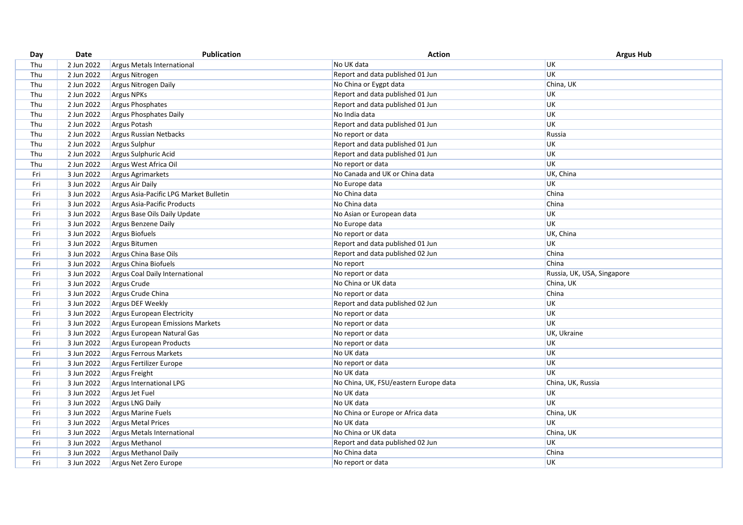| Day | Date | Publication | Action | Argus Hub |
|---|---|---|---|---|
| Thu | 2 Jun 2022 | Argus Metals International | No UK data | UK |
| Thu | 2 Jun 2022 | Argus Nitrogen | Report and data published 01 Jun | UK |
| Thu | 2 Jun 2022 | Argus Nitrogen Daily | No China or Eygpt data | China, UK |
| Thu | 2 Jun 2022 | Argus NPKs | Report and data published 01 Jun | UK |
| Thu | 2 Jun 2022 | Argus Phosphates | Report and data published 01 Jun | UK |
| Thu | 2 Jun 2022 | Argus Phosphates Daily | No India data | UK |
| Thu | 2 Jun 2022 | Argus Potash | Report and data published 01 Jun | UK |
| Thu | 2 Jun 2022 | Argus Russian Netbacks | No report or data | Russia |
| Thu | 2 Jun 2022 | Argus Sulphur | Report and data published 01 Jun | UK |
| Thu | 2 Jun 2022 | Argus Sulphuric Acid | Report and data published 01 Jun | UK |
| Thu | 2 Jun 2022 | Argus West Africa Oil | No report or data | UK |
| Fri | 3 Jun 2022 | Argus Agrimarkets | No Canada and UK or China data | UK, China |
| Fri | 3 Jun 2022 | Argus Air Daily | No Europe data | UK |
| Fri | 3 Jun 2022 | Argus Asia-Pacific LPG Market Bulletin | No China data | China |
| Fri | 3 Jun 2022 | Argus Asia-Pacific Products | No China data | China |
| Fri | 3 Jun 2022 | Argus Base Oils Daily Update | No Asian or European data | UK |
| Fri | 3 Jun 2022 | Argus Benzene Daily | No Europe data | UK |
| Fri | 3 Jun 2022 | Argus Biofuels | No report or data | UK, China |
| Fri | 3 Jun 2022 | Argus Bitumen | Report and data published 01 Jun | UK |
| Fri | 3 Jun 2022 | Argus China Base Oils | Report and data published 02 Jun | China |
| Fri | 3 Jun 2022 | Argus China Biofuels | No report | China |
| Fri | 3 Jun 2022 | Argus Coal Daily International | No report or data | Russia, UK, USA, Singapore |
| Fri | 3 Jun 2022 | Argus Crude | No China or UK data | China, UK |
| Fri | 3 Jun 2022 | Argus Crude China | No report or data | China |
| Fri | 3 Jun 2022 | Argus DEF Weekly | Report and data published 02 Jun | UK |
| Fri | 3 Jun 2022 | Argus European Electricity | No report or data | UK |
| Fri | 3 Jun 2022 | Argus European Emissions Markets | No report or data | UK |
| Fri | 3 Jun 2022 | Argus European Natural Gas | No report or data | UK, Ukraine |
| Fri | 3 Jun 2022 | Argus European Products | No report or data | UK |
| Fri | 3 Jun 2022 | Argus Ferrous Markets | No UK data | UK |
| Fri | 3 Jun 2022 | Argus Fertilizer Europe | No report or data | UK |
| Fri | 3 Jun 2022 | Argus Freight | No UK data | UK |
| Fri | 3 Jun 2022 | Argus International LPG | No China, UK, FSU/eastern Europe data | China, UK, Russia |
| Fri | 3 Jun 2022 | Argus Jet Fuel | No UK data | UK |
| Fri | 3 Jun 2022 | Argus LNG Daily | No UK data | UK |
| Fri | 3 Jun 2022 | Argus Marine Fuels | No China or Europe or Africa data | China, UK |
| Fri | 3 Jun 2022 | Argus Metal Prices | No UK data | UK |
| Fri | 3 Jun 2022 | Argus Metals International | No China or UK data | China, UK |
| Fri | 3 Jun 2022 | Argus Methanol | Report and data published 02 Jun | UK |
| Fri | 3 Jun 2022 | Argus Methanol Daily | No China data | China |
| Fri | 3 Jun 2022 | Argus Net Zero Europe | No report or data | UK |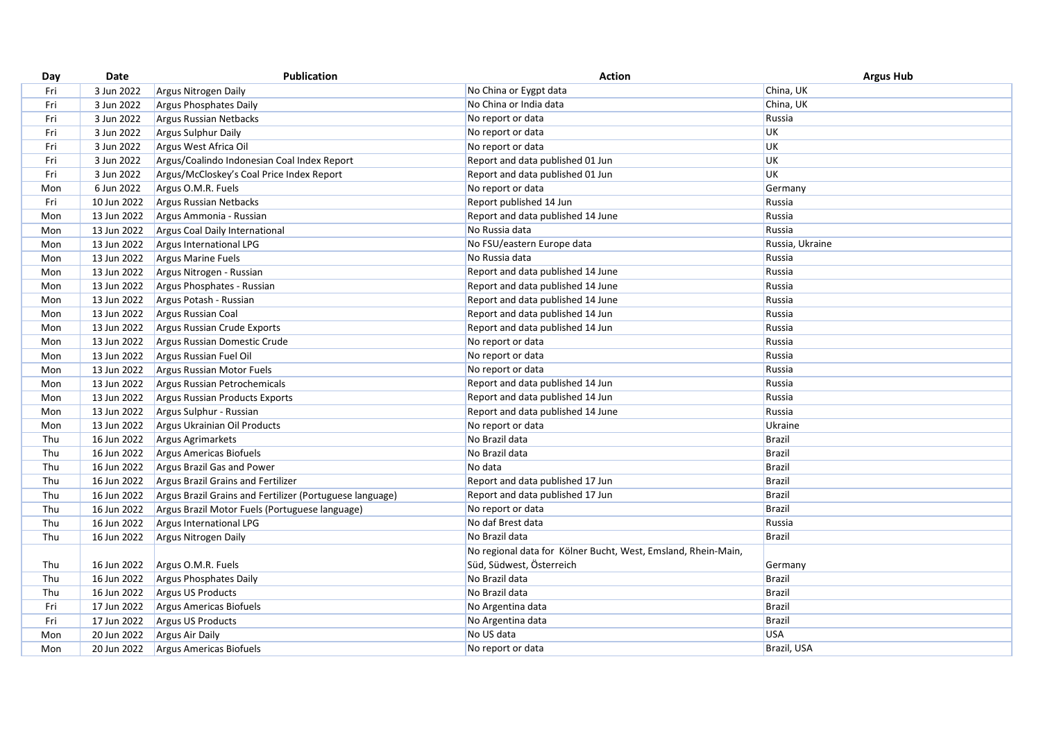| Day | Date | Publication | Action | Argus Hub |
|---|---|---|---|---|
| Fri | 3 Jun 2022 | Argus Nitrogen Daily | No China or Eygpt data | China, UK |
| Fri | 3 Jun 2022 | Argus Phosphates Daily | No China or India data | China, UK |
| Fri | 3 Jun 2022 | Argus Russian Netbacks | No report or data | Russia |
| Fri | 3 Jun 2022 | Argus Sulphur Daily | No report or data | UK |
| Fri | 3 Jun 2022 | Argus West Africa Oil | No report or data | UK |
| Fri | 3 Jun 2022 | Argus/Coalindo Indonesian Coal Index Report | Report and data published 01 Jun | UK |
| Fri | 3 Jun 2022 | Argus/McCloskey's Coal Price Index Report | Report and data published 01 Jun | UK |
| Mon | 6 Jun 2022 | Argus O.M.R. Fuels | No report or data | Germany |
| Fri | 10 Jun 2022 | Argus Russian Netbacks | Report published 14 Jun | Russia |
| Mon | 13 Jun 2022 | Argus Ammonia - Russian | Report and data published 14 June | Russia |
| Mon | 13 Jun 2022 | Argus Coal Daily International | No Russia data | Russia |
| Mon | 13 Jun 2022 | Argus International LPG | No FSU/eastern Europe data | Russia, Ukraine |
| Mon | 13 Jun 2022 | Argus Marine Fuels | No Russia data | Russia |
| Mon | 13 Jun 2022 | Argus Nitrogen - Russian | Report and data published 14 June | Russia |
| Mon | 13 Jun 2022 | Argus Phosphates - Russian | Report and data published 14 June | Russia |
| Mon | 13 Jun 2022 | Argus Potash - Russian | Report and data published 14 June | Russia |
| Mon | 13 Jun 2022 | Argus Russian Coal | Report and data published 14 Jun | Russia |
| Mon | 13 Jun 2022 | Argus Russian Crude Exports | Report and data published 14 Jun | Russia |
| Mon | 13 Jun 2022 | Argus Russian Domestic Crude | No report or data | Russia |
| Mon | 13 Jun 2022 | Argus Russian Fuel Oil | No report or data | Russia |
| Mon | 13 Jun 2022 | Argus Russian Motor Fuels | No report or data | Russia |
| Mon | 13 Jun 2022 | Argus Russian Petrochemicals | Report and data published 14 Jun | Russia |
| Mon | 13 Jun 2022 | Argus Russian Products Exports | Report and data published 14 Jun | Russia |
| Mon | 13 Jun 2022 | Argus Sulphur - Russian | Report and data published 14 June | Russia |
| Mon | 13 Jun 2022 | Argus Ukrainian Oil Products | No report or data | Ukraine |
| Thu | 16 Jun 2022 | Argus Agrimarkets | No Brazil data | Brazil |
| Thu | 16 Jun 2022 | Argus Americas Biofuels | No Brazil data | Brazil |
| Thu | 16 Jun 2022 | Argus Brazil Gas and Power | No data | Brazil |
| Thu | 16 Jun 2022 | Argus Brazil Grains and Fertilizer | Report and data published 17 Jun | Brazil |
| Thu | 16 Jun 2022 | Argus Brazil Grains and Fertilizer (Portuguese language) | Report and data published 17 Jun | Brazil |
| Thu | 16 Jun 2022 | Argus Brazil Motor Fuels (Portuguese language) | No report or data | Brazil |
| Thu | 16 Jun 2022 | Argus International LPG | No daf Brest data | Russia |
| Thu | 16 Jun 2022 | Argus Nitrogen Daily | No Brazil data | Brazil |
| Thu | 16 Jun 2022 | Argus O.M.R. Fuels | No regional data for Kölner Bucht, West, Emsland, Rhein-Main, Süd, Südwest, Österreich | Germany |
| Thu | 16 Jun 2022 | Argus Phosphates Daily | No Brazil data | Brazil |
| Thu | 16 Jun 2022 | Argus US Products | No Brazil data | Brazil |
| Fri | 17 Jun 2022 | Argus Americas Biofuels | No Argentina data | Brazil |
| Fri | 17 Jun 2022 | Argus US Products | No Argentina data | Brazil |
| Mon | 20 Jun 2022 | Argus Air Daily | No US data | USA |
| Mon | 20 Jun 2022 | Argus Americas Biofuels | No report or data | Brazil, USA |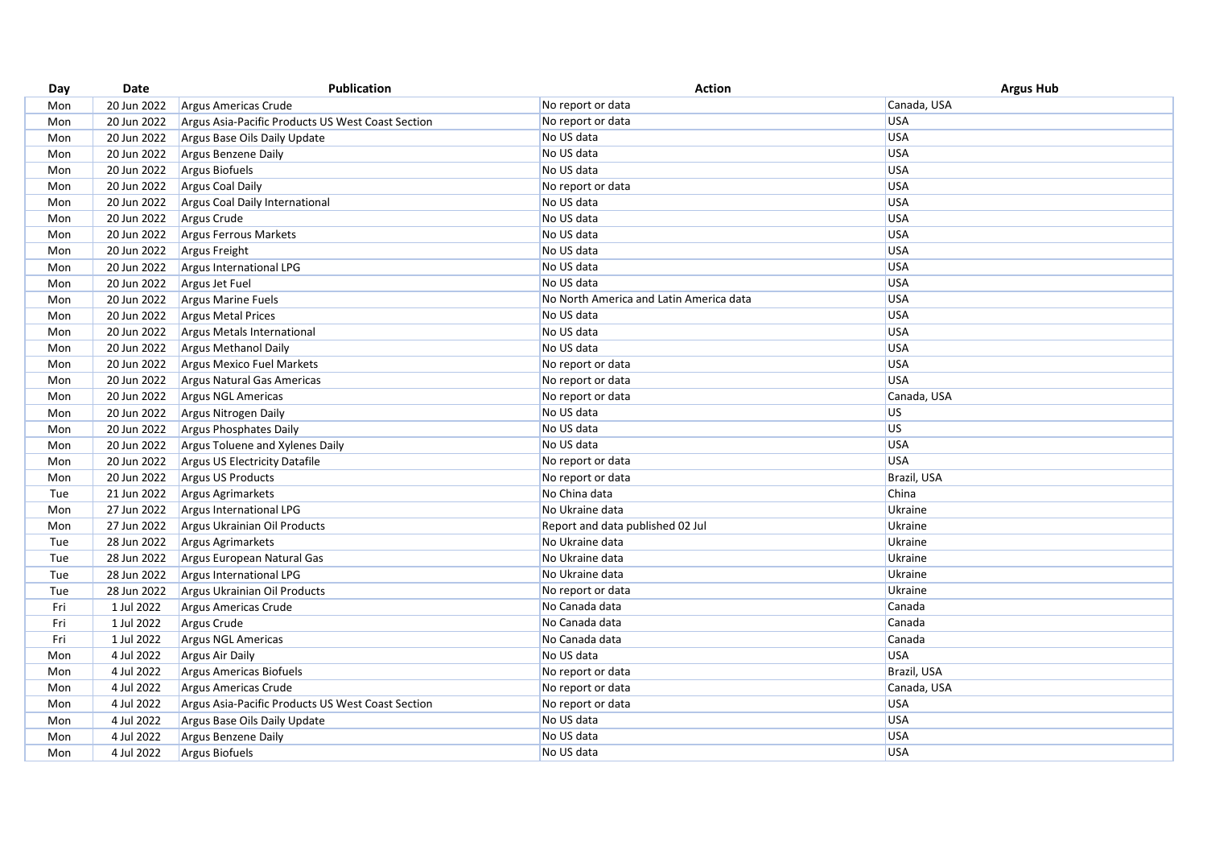| Day | Date | Publication | Action | Argus Hub |
|---|---|---|---|---|
| Mon | 20 Jun 2022 | Argus Americas Crude | No report or data | Canada, USA |
| Mon | 20 Jun 2022 | Argus Asia-Pacific Products US West Coast Section | No report or data | USA |
| Mon | 20 Jun 2022 | Argus Base Oils Daily Update | No US data | USA |
| Mon | 20 Jun 2022 | Argus Benzene Daily | No US data | USA |
| Mon | 20 Jun 2022 | Argus Biofuels | No US data | USA |
| Mon | 20 Jun 2022 | Argus Coal Daily | No report or data | USA |
| Mon | 20 Jun 2022 | Argus Coal Daily International | No US data | USA |
| Mon | 20 Jun 2022 | Argus Crude | No US data | USA |
| Mon | 20 Jun 2022 | Argus Ferrous Markets | No US data | USA |
| Mon | 20 Jun 2022 | Argus Freight | No US data | USA |
| Mon | 20 Jun 2022 | Argus International LPG | No US data | USA |
| Mon | 20 Jun 2022 | Argus Jet Fuel | No US data | USA |
| Mon | 20 Jun 2022 | Argus Marine Fuels | No North America and Latin America data | USA |
| Mon | 20 Jun 2022 | Argus Metal Prices | No US data | USA |
| Mon | 20 Jun 2022 | Argus Metals International | No US data | USA |
| Mon | 20 Jun 2022 | Argus Methanol Daily | No US data | USA |
| Mon | 20 Jun 2022 | Argus Mexico Fuel Markets | No report or data | USA |
| Mon | 20 Jun 2022 | Argus Natural Gas Americas | No report or data | USA |
| Mon | 20 Jun 2022 | Argus NGL Americas | No report or data | Canada, USA |
| Mon | 20 Jun 2022 | Argus Nitrogen Daily | No US data | US |
| Mon | 20 Jun 2022 | Argus Phosphates Daily | No US data | US |
| Mon | 20 Jun 2022 | Argus Toluene and Xylenes Daily | No US data | USA |
| Mon | 20 Jun 2022 | Argus US Electricity Datafile | No report or data | USA |
| Mon | 20 Jun 2022 | Argus US Products | No report or data | Brazil, USA |
| Tue | 21 Jun 2022 | Argus Agrimarkets | No China data | China |
| Mon | 27 Jun 2022 | Argus International LPG | No Ukraine data | Ukraine |
| Mon | 27 Jun 2022 | Argus Ukrainian Oil Products | Report and data published 02 Jul | Ukraine |
| Tue | 28 Jun 2022 | Argus Agrimarkets | No Ukraine data | Ukraine |
| Tue | 28 Jun 2022 | Argus European Natural Gas | No Ukraine data | Ukraine |
| Tue | 28 Jun 2022 | Argus International LPG | No Ukraine data | Ukraine |
| Tue | 28 Jun 2022 | Argus Ukrainian Oil Products | No report or data | Ukraine |
| Fri | 1 Jul 2022 | Argus Americas Crude | No Canada data | Canada |
| Fri | 1 Jul 2022 | Argus Crude | No Canada data | Canada |
| Fri | 1 Jul 2022 | Argus NGL Americas | No Canada data | Canada |
| Mon | 4 Jul 2022 | Argus Air Daily | No US data | USA |
| Mon | 4 Jul 2022 | Argus Americas Biofuels | No report or data | Brazil, USA |
| Mon | 4 Jul 2022 | Argus Americas Crude | No report or data | Canada, USA |
| Mon | 4 Jul 2022 | Argus Asia-Pacific Products US West Coast Section | No report or data | USA |
| Mon | 4 Jul 2022 | Argus Base Oils Daily Update | No US data | USA |
| Mon | 4 Jul 2022 | Argus Benzene Daily | No US data | USA |
| Mon | 4 Jul 2022 | Argus Biofuels | No US data | USA |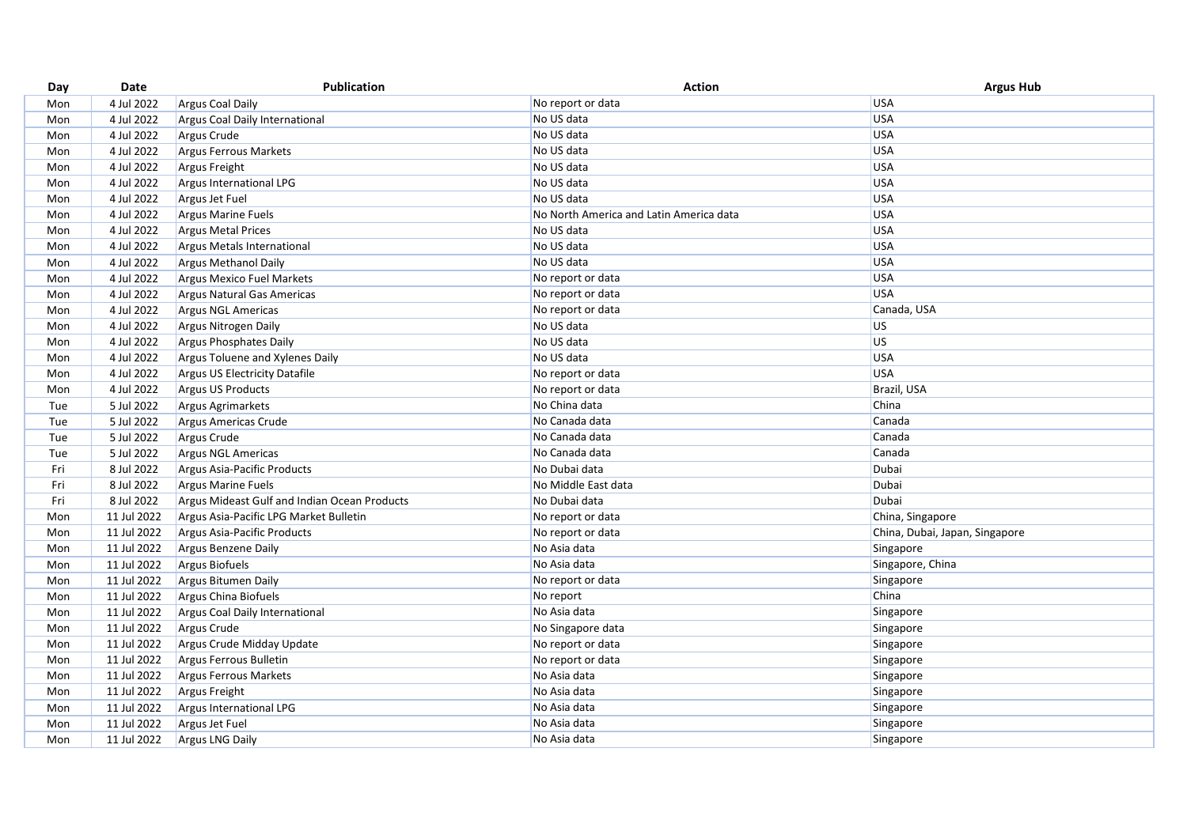| Day | Date | Publication | Action | Argus Hub |
|---|---|---|---|---|
| Mon | 4 Jul 2022 | Argus Coal Daily | No report or data | USA |
| Mon | 4 Jul 2022 | Argus Coal Daily International | No US data | USA |
| Mon | 4 Jul 2022 | Argus Crude | No US data | USA |
| Mon | 4 Jul 2022 | Argus Ferrous Markets | No US data | USA |
| Mon | 4 Jul 2022 | Argus Freight | No US data | USA |
| Mon | 4 Jul 2022 | Argus International LPG | No US data | USA |
| Mon | 4 Jul 2022 | Argus Jet Fuel | No US data | USA |
| Mon | 4 Jul 2022 | Argus Marine Fuels | No North America and Latin America data | USA |
| Mon | 4 Jul 2022 | Argus Metal Prices | No US data | USA |
| Mon | 4 Jul 2022 | Argus Metals International | No US data | USA |
| Mon | 4 Jul 2022 | Argus Methanol Daily | No US data | USA |
| Mon | 4 Jul 2022 | Argus Mexico Fuel Markets | No report or data | USA |
| Mon | 4 Jul 2022 | Argus Natural Gas Americas | No report or data | USA |
| Mon | 4 Jul 2022 | Argus NGL Americas | No report or data | Canada, USA |
| Mon | 4 Jul 2022 | Argus Nitrogen Daily | No US data | US |
| Mon | 4 Jul 2022 | Argus Phosphates Daily | No US data | US |
| Mon | 4 Jul 2022 | Argus Toluene and Xylenes Daily | No US data | USA |
| Mon | 4 Jul 2022 | Argus US Electricity Datafile | No report or data | USA |
| Mon | 4 Jul 2022 | Argus US Products | No report or data | Brazil, USA |
| Tue | 5 Jul 2022 | Argus Agrimarkets | No China data | China |
| Tue | 5 Jul 2022 | Argus Americas Crude | No Canada data | Canada |
| Tue | 5 Jul 2022 | Argus Crude | No Canada data | Canada |
| Tue | 5 Jul 2022 | Argus NGL Americas | No Canada data | Canada |
| Fri | 8 Jul 2022 | Argus Asia-Pacific Products | No Dubai data | Dubai |
| Fri | 8 Jul 2022 | Argus Marine Fuels | No Middle East data | Dubai |
| Fri | 8 Jul 2022 | Argus Mideast Gulf and Indian Ocean Products | No Dubai data | Dubai |
| Mon | 11 Jul 2022 | Argus Asia-Pacific LPG Market Bulletin | No report or data | China, Singapore |
| Mon | 11 Jul 2022 | Argus Asia-Pacific Products | No report or data | China, Dubai, Japan, Singapore |
| Mon | 11 Jul 2022 | Argus Benzene Daily | No Asia data | Singapore |
| Mon | 11 Jul 2022 | Argus Biofuels | No Asia data | Singapore, China |
| Mon | 11 Jul 2022 | Argus Bitumen Daily | No report or data | Singapore |
| Mon | 11 Jul 2022 | Argus China Biofuels | No report | China |
| Mon | 11 Jul 2022 | Argus Coal Daily International | No Asia data | Singapore |
| Mon | 11 Jul 2022 | Argus Crude | No Singapore data | Singapore |
| Mon | 11 Jul 2022 | Argus Crude Midday Update | No report or data | Singapore |
| Mon | 11 Jul 2022 | Argus Ferrous Bulletin | No report or data | Singapore |
| Mon | 11 Jul 2022 | Argus Ferrous Markets | No Asia data | Singapore |
| Mon | 11 Jul 2022 | Argus Freight | No Asia data | Singapore |
| Mon | 11 Jul 2022 | Argus International LPG | No Asia data | Singapore |
| Mon | 11 Jul 2022 | Argus Jet Fuel | No Asia data | Singapore |
| Mon | 11 Jul 2022 | Argus LNG Daily | No Asia data | Singapore |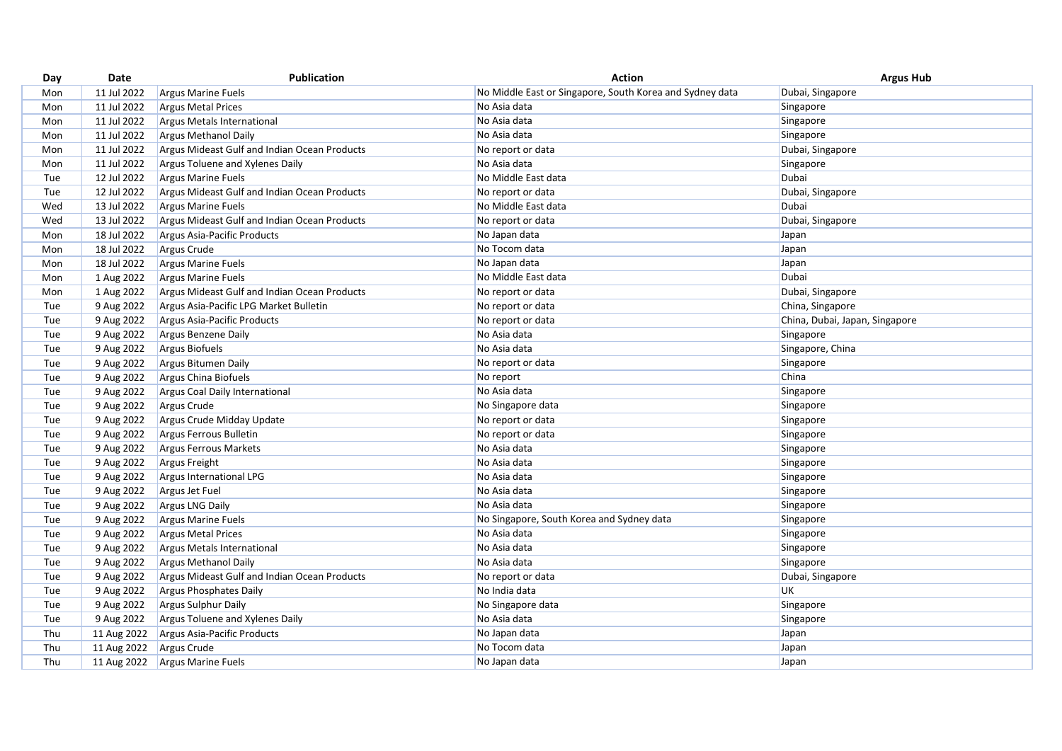| Day | Date | Publication | Action | Argus Hub |
|---|---|---|---|---|
| Mon | 11 Jul 2022 | Argus Marine Fuels | No Middle East or Singapore, South Korea and Sydney data | Dubai, Singapore |
| Mon | 11 Jul 2022 | Argus Metal Prices | No Asia data | Singapore |
| Mon | 11 Jul 2022 | Argus Metals International | No Asia data | Singapore |
| Mon | 11 Jul 2022 | Argus Methanol Daily | No Asia data | Singapore |
| Mon | 11 Jul 2022 | Argus Mideast Gulf and Indian Ocean Products | No report or data | Dubai, Singapore |
| Mon | 11 Jul 2022 | Argus Toluene and Xylenes Daily | No Asia data | Singapore |
| Tue | 12 Jul 2022 | Argus Marine Fuels | No Middle East data | Dubai |
| Tue | 12 Jul 2022 | Argus Mideast Gulf and Indian Ocean Products | No report or data | Dubai, Singapore |
| Wed | 13 Jul 2022 | Argus Marine Fuels | No Middle East data | Dubai |
| Wed | 13 Jul 2022 | Argus Mideast Gulf and Indian Ocean Products | No report or data | Dubai, Singapore |
| Mon | 18 Jul 2022 | Argus Asia-Pacific Products | No Japan data | Japan |
| Mon | 18 Jul 2022 | Argus Crude | No Tocom data | Japan |
| Mon | 18 Jul 2022 | Argus Marine Fuels | No Japan data | Japan |
| Mon | 1 Aug 2022 | Argus Marine Fuels | No Middle East data | Dubai |
| Mon | 1 Aug 2022 | Argus Mideast Gulf and Indian Ocean Products | No report or data | Dubai, Singapore |
| Tue | 9 Aug 2022 | Argus Asia-Pacific LPG Market Bulletin | No report or data | China, Singapore |
| Tue | 9 Aug 2022 | Argus Asia-Pacific Products | No report or data | China, Dubai, Japan, Singapore |
| Tue | 9 Aug 2022 | Argus Benzene Daily | No Asia data | Singapore |
| Tue | 9 Aug 2022 | Argus Biofuels | No Asia data | Singapore, China |
| Tue | 9 Aug 2022 | Argus Bitumen Daily | No report or data | Singapore |
| Tue | 9 Aug 2022 | Argus China Biofuels | No report | China |
| Tue | 9 Aug 2022 | Argus Coal Daily International | No Asia data | Singapore |
| Tue | 9 Aug 2022 | Argus Crude | No Singapore data | Singapore |
| Tue | 9 Aug 2022 | Argus Crude Midday Update | No report or data | Singapore |
| Tue | 9 Aug 2022 | Argus Ferrous Bulletin | No report or data | Singapore |
| Tue | 9 Aug 2022 | Argus Ferrous Markets | No Asia data | Singapore |
| Tue | 9 Aug 2022 | Argus Freight | No Asia data | Singapore |
| Tue | 9 Aug 2022 | Argus International LPG | No Asia data | Singapore |
| Tue | 9 Aug 2022 | Argus Jet Fuel | No Asia data | Singapore |
| Tue | 9 Aug 2022 | Argus LNG Daily | No Asia data | Singapore |
| Tue | 9 Aug 2022 | Argus Marine Fuels | No Singapore, South Korea and Sydney data | Singapore |
| Tue | 9 Aug 2022 | Argus Metal Prices | No Asia data | Singapore |
| Tue | 9 Aug 2022 | Argus Metals International | No Asia data | Singapore |
| Tue | 9 Aug 2022 | Argus Methanol Daily | No Asia data | Singapore |
| Tue | 9 Aug 2022 | Argus Mideast Gulf and Indian Ocean Products | No report or data | Dubai, Singapore |
| Tue | 9 Aug 2022 | Argus Phosphates Daily | No India data | UK |
| Tue | 9 Aug 2022 | Argus Sulphur Daily | No Singapore data | Singapore |
| Tue | 9 Aug 2022 | Argus Toluene and Xylenes Daily | No Asia data | Singapore |
| Thu | 11 Aug 2022 | Argus Asia-Pacific Products | No Japan data | Japan |
| Thu | 11 Aug 2022 | Argus Crude | No Tocom data | Japan |
| Thu | 11 Aug 2022 | Argus Marine Fuels | No Japan data | Japan |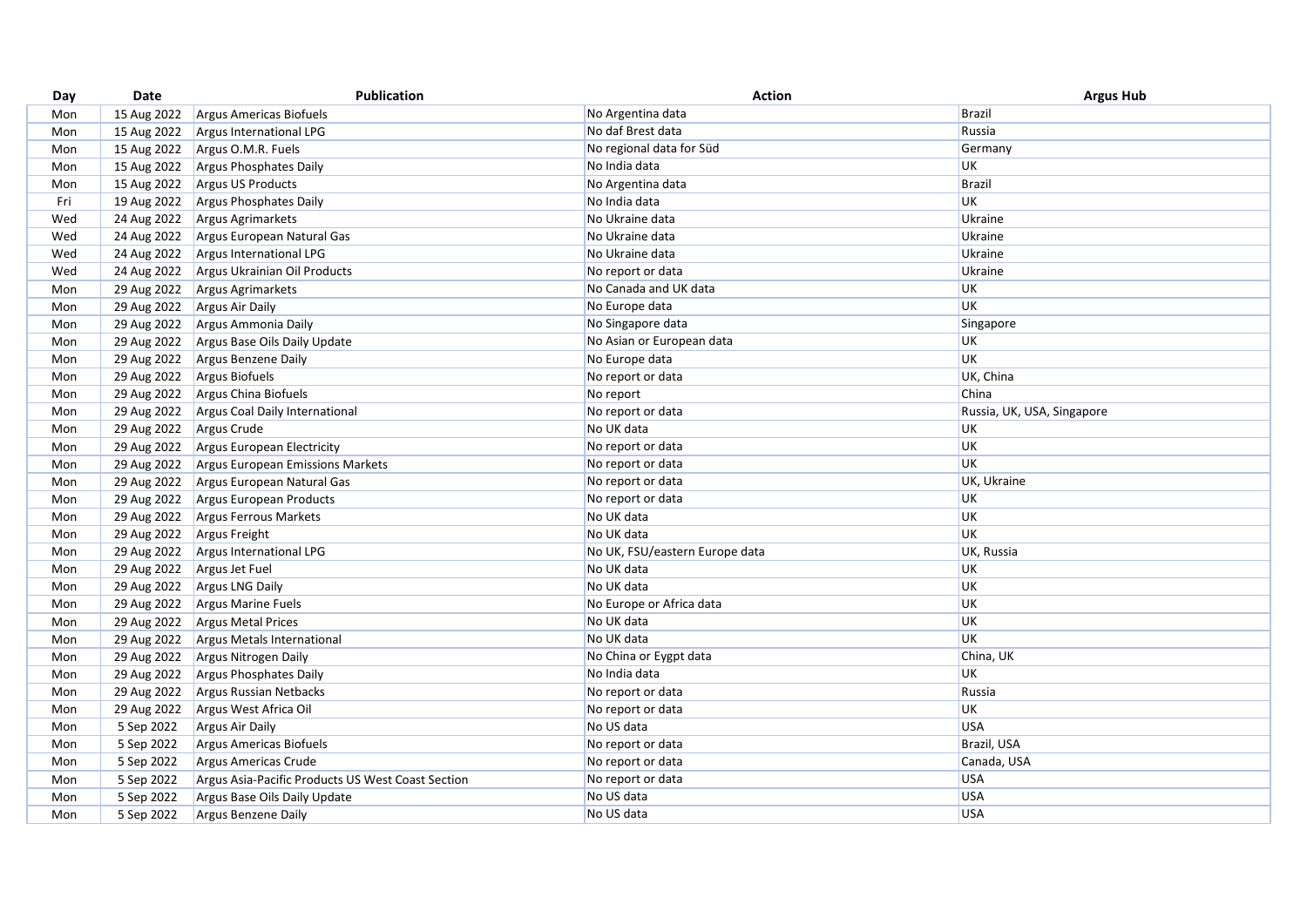| Day | Date | Publication | Action | Argus Hub |
|---|---|---|---|---|
| Mon | 15 Aug 2022 | Argus Americas Biofuels | No Argentina data | Brazil |
| Mon | 15 Aug 2022 | Argus International LPG | No daf Brest data | Russia |
| Mon | 15 Aug 2022 | Argus O.M.R. Fuels | No regional data for Süd | Germany |
| Mon | 15 Aug 2022 | Argus Phosphates Daily | No India data | UK |
| Mon | 15 Aug 2022 | Argus US Products | No Argentina data | Brazil |
| Fri | 19 Aug 2022 | Argus Phosphates Daily | No India data | UK |
| Wed | 24 Aug 2022 | Argus Agrimarkets | No Ukraine data | Ukraine |
| Wed | 24 Aug 2022 | Argus European Natural Gas | No Ukraine data | Ukraine |
| Wed | 24 Aug 2022 | Argus International LPG | No Ukraine data | Ukraine |
| Wed | 24 Aug 2022 | Argus Ukrainian Oil Products | No report or data | Ukraine |
| Mon | 29 Aug 2022 | Argus Agrimarkets | No Canada and UK data | UK |
| Mon | 29 Aug 2022 | Argus Air Daily | No Europe data | UK |
| Mon | 29 Aug 2022 | Argus Ammonia Daily | No Singapore data | Singapore |
| Mon | 29 Aug 2022 | Argus Base Oils Daily Update | No Asian or European data | UK |
| Mon | 29 Aug 2022 | Argus Benzene Daily | No Europe data | UK |
| Mon | 29 Aug 2022 | Argus Biofuels | No report or data | UK, China |
| Mon | 29 Aug 2022 | Argus China Biofuels | No report | China |
| Mon | 29 Aug 2022 | Argus Coal Daily International | No report or data | Russia, UK, USA, Singapore |
| Mon | 29 Aug 2022 | Argus Crude | No UK data | UK |
| Mon | 29 Aug 2022 | Argus European Electricity | No report or data | UK |
| Mon | 29 Aug 2022 | Argus European Emissions Markets | No report or data | UK |
| Mon | 29 Aug 2022 | Argus European Natural Gas | No report or data | UK, Ukraine |
| Mon | 29 Aug 2022 | Argus European Products | No report or data | UK |
| Mon | 29 Aug 2022 | Argus Ferrous Markets | No UK data | UK |
| Mon | 29 Aug 2022 | Argus Freight | No UK data | UK |
| Mon | 29 Aug 2022 | Argus International LPG | No UK, FSU/eastern Europe data | UK, Russia |
| Mon | 29 Aug 2022 | Argus Jet Fuel | No UK data | UK |
| Mon | 29 Aug 2022 | Argus LNG Daily | No UK data | UK |
| Mon | 29 Aug 2022 | Argus Marine Fuels | No Europe or Africa data | UK |
| Mon | 29 Aug 2022 | Argus Metal Prices | No UK data | UK |
| Mon | 29 Aug 2022 | Argus Metals International | No UK data | UK |
| Mon | 29 Aug 2022 | Argus Nitrogen Daily | No China or Eygpt data | China, UK |
| Mon | 29 Aug 2022 | Argus Phosphates Daily | No India data | UK |
| Mon | 29 Aug 2022 | Argus Russian Netbacks | No report or data | Russia |
| Mon | 29 Aug 2022 | Argus West Africa Oil | No report or data | UK |
| Mon | 5 Sep 2022 | Argus Air Daily | No US data | USA |
| Mon | 5 Sep 2022 | Argus Americas Biofuels | No report or data | Brazil, USA |
| Mon | 5 Sep 2022 | Argus Americas Crude | No report or data | Canada, USA |
| Mon | 5 Sep 2022 | Argus Asia-Pacific Products US West Coast Section | No report or data | USA |
| Mon | 5 Sep 2022 | Argus Base Oils Daily Update | No US data | USA |
| Mon | 5 Sep 2022 | Argus Benzene Daily | No US data | USA |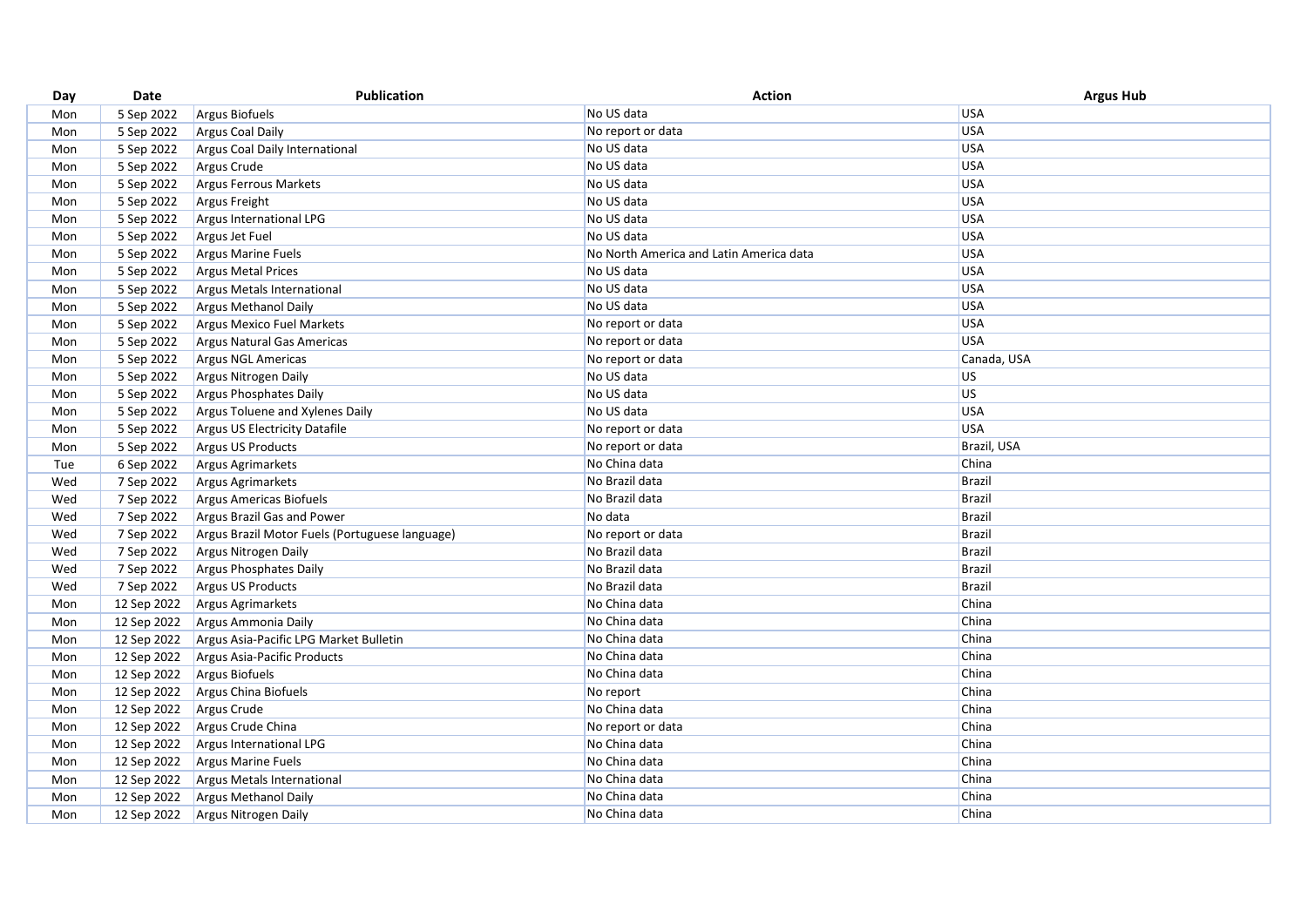| Day | Date | Publication | Action | Argus Hub |
| --- | --- | --- | --- | --- |
| Mon | 5 Sep 2022 | Argus Biofuels | No US data | USA |
| Mon | 5 Sep 2022 | Argus Coal Daily | No report or data | USA |
| Mon | 5 Sep 2022 | Argus Coal Daily International | No US data | USA |
| Mon | 5 Sep 2022 | Argus Crude | No US data | USA |
| Mon | 5 Sep 2022 | Argus Ferrous Markets | No US data | USA |
| Mon | 5 Sep 2022 | Argus Freight | No US data | USA |
| Mon | 5 Sep 2022 | Argus International LPG | No US data | USA |
| Mon | 5 Sep 2022 | Argus Jet Fuel | No US data | USA |
| Mon | 5 Sep 2022 | Argus Marine Fuels | No North America and Latin America data | USA |
| Mon | 5 Sep 2022 | Argus Metal Prices | No US data | USA |
| Mon | 5 Sep 2022 | Argus Metals International | No US data | USA |
| Mon | 5 Sep 2022 | Argus Methanol Daily | No US data | USA |
| Mon | 5 Sep 2022 | Argus Mexico Fuel Markets | No report or data | USA |
| Mon | 5 Sep 2022 | Argus Natural Gas Americas | No report or data | USA |
| Mon | 5 Sep 2022 | Argus NGL Americas | No report or data | Canada, USA |
| Mon | 5 Sep 2022 | Argus Nitrogen Daily | No US data | US |
| Mon | 5 Sep 2022 | Argus Phosphates Daily | No US data | US |
| Mon | 5 Sep 2022 | Argus Toluene and Xylenes Daily | No US data | USA |
| Mon | 5 Sep 2022 | Argus US Electricity Datafile | No report or data | USA |
| Mon | 5 Sep 2022 | Argus US Products | No report or data | Brazil, USA |
| Tue | 6 Sep 2022 | Argus Agrimarkets | No China data | China |
| Wed | 7 Sep 2022 | Argus Agrimarkets | No Brazil data | Brazil |
| Wed | 7 Sep 2022 | Argus Americas Biofuels | No Brazil data | Brazil |
| Wed | 7 Sep 2022 | Argus Brazil Gas and Power | No data | Brazil |
| Wed | 7 Sep 2022 | Argus Brazil Motor Fuels (Portuguese language) | No report or data | Brazil |
| Wed | 7 Sep 2022 | Argus Nitrogen Daily | No Brazil data | Brazil |
| Wed | 7 Sep 2022 | Argus Phosphates Daily | No Brazil data | Brazil |
| Wed | 7 Sep 2022 | Argus US Products | No Brazil data | Brazil |
| Mon | 12 Sep 2022 | Argus Agrimarkets | No China data | China |
| Mon | 12 Sep 2022 | Argus Ammonia Daily | No China data | China |
| Mon | 12 Sep 2022 | Argus Asia-Pacific LPG Market Bulletin | No China data | China |
| Mon | 12 Sep 2022 | Argus Asia-Pacific Products | No China data | China |
| Mon | 12 Sep 2022 | Argus Biofuels | No China data | China |
| Mon | 12 Sep 2022 | Argus China Biofuels | No report | China |
| Mon | 12 Sep 2022 | Argus Crude | No China data | China |
| Mon | 12 Sep 2022 | Argus Crude China | No report or data | China |
| Mon | 12 Sep 2022 | Argus International LPG | No China data | China |
| Mon | 12 Sep 2022 | Argus Marine Fuels | No China data | China |
| Mon | 12 Sep 2022 | Argus Metals International | No China data | China |
| Mon | 12 Sep 2022 | Argus Methanol Daily | No China data | China |
| Mon | 12 Sep 2022 | Argus Nitrogen Daily | No China data | China |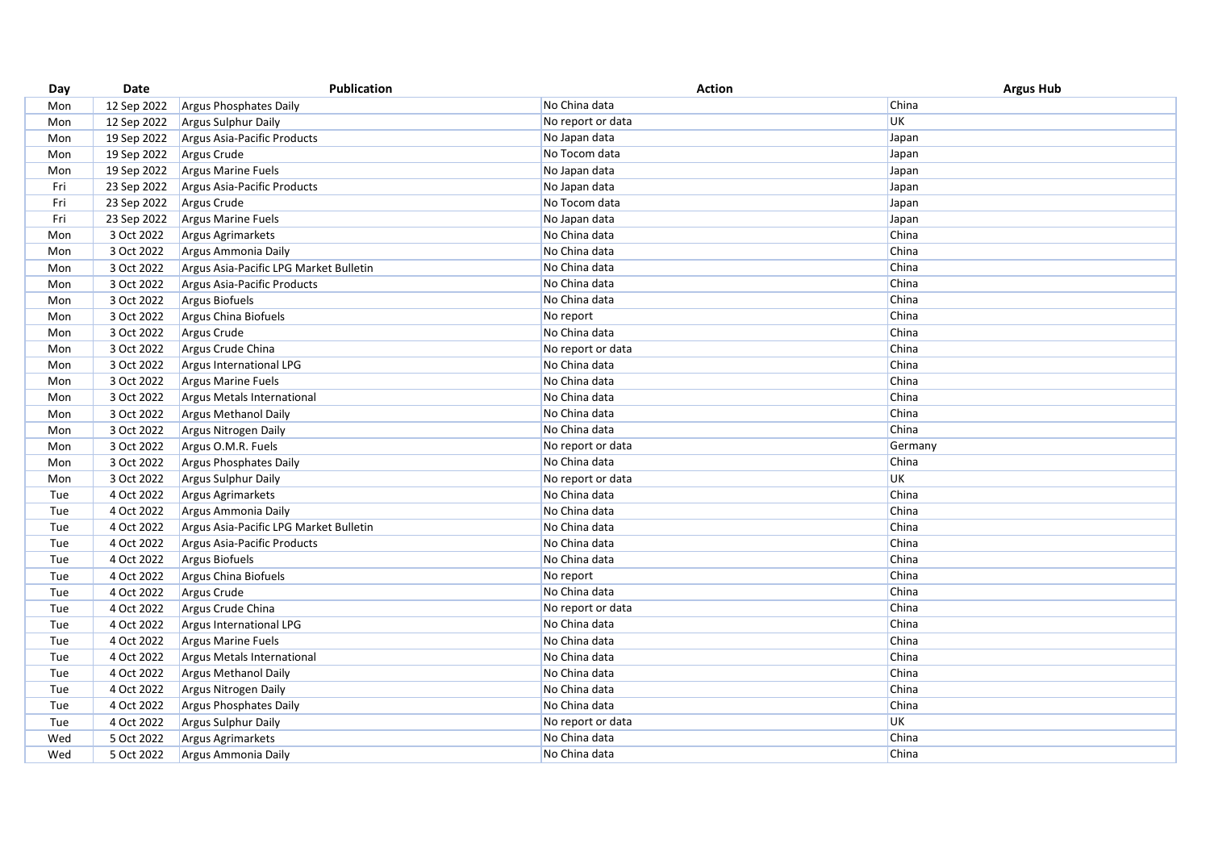| Day | Date | Publication | Action | Argus Hub |
| --- | --- | --- | --- | --- |
| Mon | 12 Sep 2022 | Argus Phosphates Daily | No China data | China |
| Mon | 12 Sep 2022 | Argus Sulphur Daily | No report or data | UK |
| Mon | 19 Sep 2022 | Argus Asia-Pacific Products | No Japan data | Japan |
| Mon | 19 Sep 2022 | Argus Crude | No Tocom data | Japan |
| Mon | 19 Sep 2022 | Argus Marine Fuels | No Japan data | Japan |
| Fri | 23 Sep 2022 | Argus Asia-Pacific Products | No Japan data | Japan |
| Fri | 23 Sep 2022 | Argus Crude | No Tocom data | Japan |
| Fri | 23 Sep 2022 | Argus Marine Fuels | No Japan data | Japan |
| Mon | 3 Oct 2022 | Argus Agrimarkets | No China data | China |
| Mon | 3 Oct 2022 | Argus Ammonia Daily | No China data | China |
| Mon | 3 Oct 2022 | Argus Asia-Pacific LPG Market Bulletin | No China data | China |
| Mon | 3 Oct 2022 | Argus Asia-Pacific Products | No China data | China |
| Mon | 3 Oct 2022 | Argus Biofuels | No China data | China |
| Mon | 3 Oct 2022 | Argus China Biofuels | No report | China |
| Mon | 3 Oct 2022 | Argus Crude | No China data | China |
| Mon | 3 Oct 2022 | Argus Crude China | No report or data | China |
| Mon | 3 Oct 2022 | Argus International LPG | No China data | China |
| Mon | 3 Oct 2022 | Argus Marine Fuels | No China data | China |
| Mon | 3 Oct 2022 | Argus Metals International | No China data | China |
| Mon | 3 Oct 2022 | Argus Methanol Daily | No China data | China |
| Mon | 3 Oct 2022 | Argus Nitrogen Daily | No China data | China |
| Mon | 3 Oct 2022 | Argus O.M.R. Fuels | No report or data | Germany |
| Mon | 3 Oct 2022 | Argus Phosphates Daily | No China data | China |
| Mon | 3 Oct 2022 | Argus Sulphur Daily | No report or data | UK |
| Tue | 4 Oct 2022 | Argus Agrimarkets | No China data | China |
| Tue | 4 Oct 2022 | Argus Ammonia Daily | No China data | China |
| Tue | 4 Oct 2022 | Argus Asia-Pacific LPG Market Bulletin | No China data | China |
| Tue | 4 Oct 2022 | Argus Asia-Pacific Products | No China data | China |
| Tue | 4 Oct 2022 | Argus Biofuels | No China data | China |
| Tue | 4 Oct 2022 | Argus China Biofuels | No report | China |
| Tue | 4 Oct 2022 | Argus Crude | No China data | China |
| Tue | 4 Oct 2022 | Argus Crude China | No report or data | China |
| Tue | 4 Oct 2022 | Argus International LPG | No China data | China |
| Tue | 4 Oct 2022 | Argus Marine Fuels | No China data | China |
| Tue | 4 Oct 2022 | Argus Metals International | No China data | China |
| Tue | 4 Oct 2022 | Argus Methanol Daily | No China data | China |
| Tue | 4 Oct 2022 | Argus Nitrogen Daily | No China data | China |
| Tue | 4 Oct 2022 | Argus Phosphates Daily | No China data | China |
| Tue | 4 Oct 2022 | Argus Sulphur Daily | No report or data | UK |
| Wed | 5 Oct 2022 | Argus Agrimarkets | No China data | China |
| Wed | 5 Oct 2022 | Argus Ammonia Daily | No China data | China |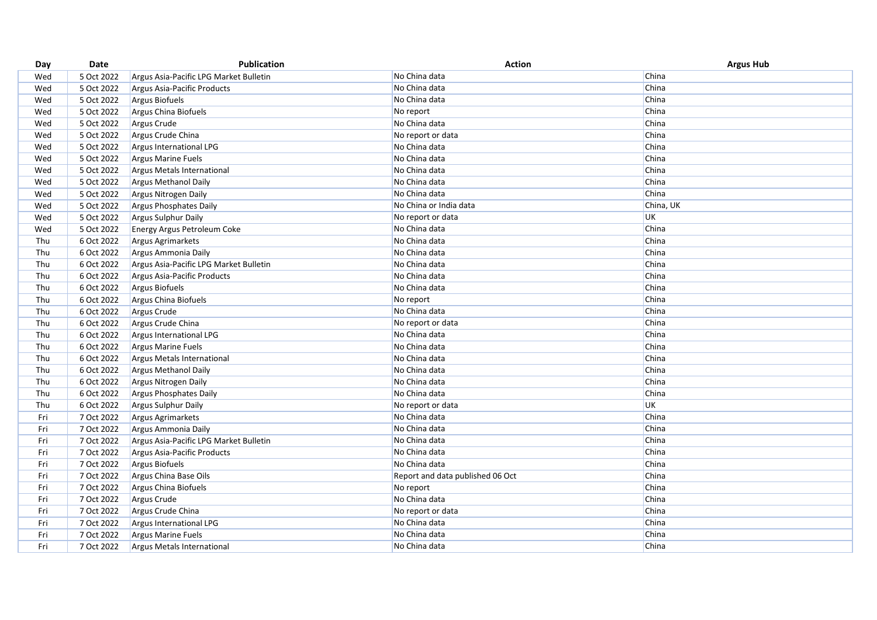| Day | Date | Publication | Action | Argus Hub |
|---|---|---|---|---|
| Wed | 5 Oct 2022 | Argus Asia-Pacific LPG Market Bulletin | No China data | China |
| Wed | 5 Oct 2022 | Argus Asia-Pacific Products | No China data | China |
| Wed | 5 Oct 2022 | Argus Biofuels | No China data | China |
| Wed | 5 Oct 2022 | Argus China Biofuels | No report | China |
| Wed | 5 Oct 2022 | Argus Crude | No China data | China |
| Wed | 5 Oct 2022 | Argus Crude China | No report or data | China |
| Wed | 5 Oct 2022 | Argus International LPG | No China data | China |
| Wed | 5 Oct 2022 | Argus Marine Fuels | No China data | China |
| Wed | 5 Oct 2022 | Argus Metals International | No China data | China |
| Wed | 5 Oct 2022 | Argus Methanol Daily | No China data | China |
| Wed | 5 Oct 2022 | Argus Nitrogen Daily | No China data | China |
| Wed | 5 Oct 2022 | Argus Phosphates Daily | No China or India data | China, UK |
| Wed | 5 Oct 2022 | Argus Sulphur Daily | No report or data | UK |
| Wed | 5 Oct 2022 | Energy Argus Petroleum Coke | No China data | China |
| Thu | 6 Oct 2022 | Argus Agrimarkets | No China data | China |
| Thu | 6 Oct 2022 | Argus Ammonia Daily | No China data | China |
| Thu | 6 Oct 2022 | Argus Asia-Pacific LPG Market Bulletin | No China data | China |
| Thu | 6 Oct 2022 | Argus Asia-Pacific Products | No China data | China |
| Thu | 6 Oct 2022 | Argus Biofuels | No China data | China |
| Thu | 6 Oct 2022 | Argus China Biofuels | No report | China |
| Thu | 6 Oct 2022 | Argus Crude | No China data | China |
| Thu | 6 Oct 2022 | Argus Crude China | No report or data | China |
| Thu | 6 Oct 2022 | Argus International LPG | No China data | China |
| Thu | 6 Oct 2022 | Argus Marine Fuels | No China data | China |
| Thu | 6 Oct 2022 | Argus Metals International | No China data | China |
| Thu | 6 Oct 2022 | Argus Methanol Daily | No China data | China |
| Thu | 6 Oct 2022 | Argus Nitrogen Daily | No China data | China |
| Thu | 6 Oct 2022 | Argus Phosphates Daily | No China data | China |
| Thu | 6 Oct 2022 | Argus Sulphur Daily | No report or data | UK |
| Fri | 7 Oct 2022 | Argus Agrimarkets | No China data | China |
| Fri | 7 Oct 2022 | Argus Ammonia Daily | No China data | China |
| Fri | 7 Oct 2022 | Argus Asia-Pacific LPG Market Bulletin | No China data | China |
| Fri | 7 Oct 2022 | Argus Asia-Pacific Products | No China data | China |
| Fri | 7 Oct 2022 | Argus Biofuels | No China data | China |
| Fri | 7 Oct 2022 | Argus China Base Oils | Report and data published 06 Oct | China |
| Fri | 7 Oct 2022 | Argus China Biofuels | No report | China |
| Fri | 7 Oct 2022 | Argus Crude | No China data | China |
| Fri | 7 Oct 2022 | Argus Crude China | No report or data | China |
| Fri | 7 Oct 2022 | Argus International LPG | No China data | China |
| Fri | 7 Oct 2022 | Argus Marine Fuels | No China data | China |
| Fri | 7 Oct 2022 | Argus Metals International | No China data | China |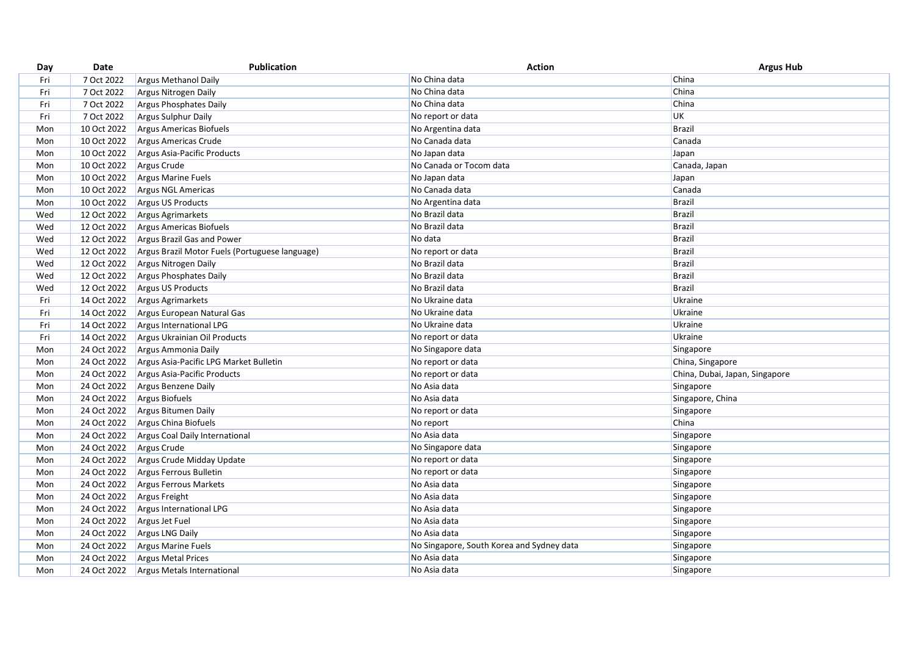| Day | Date | Publication | Action | Argus Hub |
|---|---|---|---|---|
| Fri | 7 Oct 2022 | Argus Methanol Daily | No China data | China |
| Fri | 7 Oct 2022 | Argus Nitrogen Daily | No China data | China |
| Fri | 7 Oct 2022 | Argus Phosphates Daily | No China data | China |
| Fri | 7 Oct 2022 | Argus Sulphur Daily | No report or data | UK |
| Mon | 10 Oct 2022 | Argus Americas Biofuels | No Argentina data | Brazil |
| Mon | 10 Oct 2022 | Argus Americas Crude | No Canada data | Canada |
| Mon | 10 Oct 2022 | Argus Asia-Pacific Products | No Japan data | Japan |
| Mon | 10 Oct 2022 | Argus Crude | No Canada or Tocom data | Canada, Japan |
| Mon | 10 Oct 2022 | Argus Marine Fuels | No Japan data | Japan |
| Mon | 10 Oct 2022 | Argus NGL Americas | No Canada data | Canada |
| Mon | 10 Oct 2022 | Argus US Products | No Argentina data | Brazil |
| Wed | 12 Oct 2022 | Argus Agrimarkets | No Brazil data | Brazil |
| Wed | 12 Oct 2022 | Argus Americas Biofuels | No Brazil data | Brazil |
| Wed | 12 Oct 2022 | Argus Brazil Gas and Power | No data | Brazil |
| Wed | 12 Oct 2022 | Argus Brazil Motor Fuels (Portuguese language) | No report or data | Brazil |
| Wed | 12 Oct 2022 | Argus Nitrogen Daily | No Brazil data | Brazil |
| Wed | 12 Oct 2022 | Argus Phosphates Daily | No Brazil data | Brazil |
| Wed | 12 Oct 2022 | Argus US Products | No Brazil data | Brazil |
| Fri | 14 Oct 2022 | Argus Agrimarkets | No Ukraine data | Ukraine |
| Fri | 14 Oct 2022 | Argus European Natural Gas | No Ukraine data | Ukraine |
| Fri | 14 Oct 2022 | Argus International LPG | No Ukraine data | Ukraine |
| Fri | 14 Oct 2022 | Argus Ukrainian Oil Products | No report or data | Ukraine |
| Mon | 24 Oct 2022 | Argus Ammonia Daily | No Singapore data | Singapore |
| Mon | 24 Oct 2022 | Argus Asia-Pacific LPG Market Bulletin | No report or data | China, Singapore |
| Mon | 24 Oct 2022 | Argus Asia-Pacific Products | No report or data | China, Dubai, Japan, Singapore |
| Mon | 24 Oct 2022 | Argus Benzene Daily | No Asia data | Singapore |
| Mon | 24 Oct 2022 | Argus Biofuels | No Asia data | Singapore, China |
| Mon | 24 Oct 2022 | Argus Bitumen Daily | No report or data | Singapore |
| Mon | 24 Oct 2022 | Argus China Biofuels | No report | China |
| Mon | 24 Oct 2022 | Argus Coal Daily International | No Asia data | Singapore |
| Mon | 24 Oct 2022 | Argus Crude | No Singapore data | Singapore |
| Mon | 24 Oct 2022 | Argus Crude Midday Update | No report or data | Singapore |
| Mon | 24 Oct 2022 | Argus Ferrous Bulletin | No report or data | Singapore |
| Mon | 24 Oct 2022 | Argus Ferrous Markets | No Asia data | Singapore |
| Mon | 24 Oct 2022 | Argus Freight | No Asia data | Singapore |
| Mon | 24 Oct 2022 | Argus International LPG | No Asia data | Singapore |
| Mon | 24 Oct 2022 | Argus Jet Fuel | No Asia data | Singapore |
| Mon | 24 Oct 2022 | Argus LNG Daily | No Asia data | Singapore |
| Mon | 24 Oct 2022 | Argus Marine Fuels | No Singapore, South Korea and Sydney data | Singapore |
| Mon | 24 Oct 2022 | Argus Metal Prices | No Asia data | Singapore |
| Mon | 24 Oct 2022 | Argus Metals International | No Asia data | Singapore |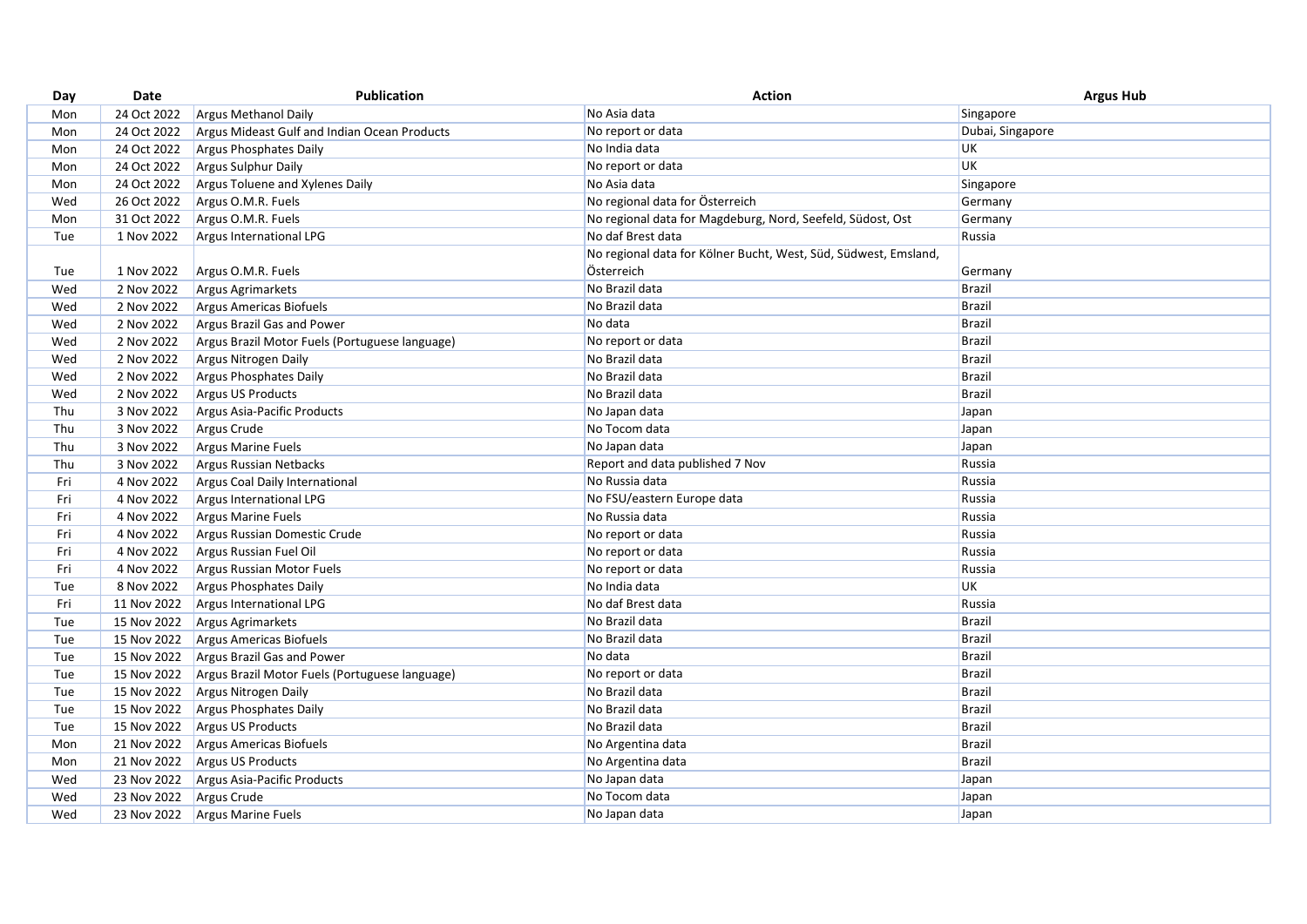| Day | Date | Publication | Action | Argus Hub |
| --- | --- | --- | --- | --- |
| Mon | 24 Oct 2022 | Argus Methanol Daily | No Asia data | Singapore |
| Mon | 24 Oct 2022 | Argus Mideast Gulf and Indian Ocean Products | No report or data | Dubai, Singapore |
| Mon | 24 Oct 2022 | Argus Phosphates Daily | No India data | UK |
| Mon | 24 Oct 2022 | Argus Sulphur Daily | No report or data | UK |
| Mon | 24 Oct 2022 | Argus Toluene and Xylenes Daily | No Asia data | Singapore |
| Wed | 26 Oct 2022 | Argus O.M.R. Fuels | No regional data for Österreich | Germany |
| Mon | 31 Oct 2022 | Argus O.M.R. Fuels | No regional data for Magdeburg, Nord, Seefeld, Südost, Ost | Germany |
| Tue | 1 Nov 2022 | Argus International LPG | No daf Brest data | Russia |
| Tue | 1 Nov 2022 | Argus O.M.R. Fuels | No regional data for Kölner Bucht, West, Süd, Südwest, Emsland, Österreich | Germany |
| Wed | 2 Nov 2022 | Argus Agrimarkets | No Brazil data | Brazil |
| Wed | 2 Nov 2022 | Argus Americas Biofuels | No Brazil data | Brazil |
| Wed | 2 Nov 2022 | Argus Brazil Gas and Power | No data | Brazil |
| Wed | 2 Nov 2022 | Argus Brazil Motor Fuels (Portuguese language) | No report or data | Brazil |
| Wed | 2 Nov 2022 | Argus Nitrogen Daily | No Brazil data | Brazil |
| Wed | 2 Nov 2022 | Argus Phosphates Daily | No Brazil data | Brazil |
| Wed | 2 Nov 2022 | Argus US Products | No Brazil data | Brazil |
| Thu | 3 Nov 2022 | Argus Asia-Pacific Products | No Japan data | Japan |
| Thu | 3 Nov 2022 | Argus Crude | No Tocom data | Japan |
| Thu | 3 Nov 2022 | Argus Marine Fuels | No Japan data | Japan |
| Thu | 3 Nov 2022 | Argus Russian Netbacks | Report and data published 7 Nov | Russia |
| Fri | 4 Nov 2022 | Argus Coal Daily International | No Russia data | Russia |
| Fri | 4 Nov 2022 | Argus International LPG | No FSU/eastern Europe data | Russia |
| Fri | 4 Nov 2022 | Argus Marine Fuels | No Russia data | Russia |
| Fri | 4 Nov 2022 | Argus Russian Domestic Crude | No report or data | Russia |
| Fri | 4 Nov 2022 | Argus Russian Fuel Oil | No report or data | Russia |
| Fri | 4 Nov 2022 | Argus Russian Motor Fuels | No report or data | Russia |
| Tue | 8 Nov 2022 | Argus Phosphates Daily | No India data | UK |
| Fri | 11 Nov 2022 | Argus International LPG | No daf Brest data | Russia |
| Tue | 15 Nov 2022 | Argus Agrimarkets | No Brazil data | Brazil |
| Tue | 15 Nov 2022 | Argus Americas Biofuels | No Brazil data | Brazil |
| Tue | 15 Nov 2022 | Argus Brazil Gas and Power | No data | Brazil |
| Tue | 15 Nov 2022 | Argus Brazil Motor Fuels (Portuguese language) | No report or data | Brazil |
| Tue | 15 Nov 2022 | Argus Nitrogen Daily | No Brazil data | Brazil |
| Tue | 15 Nov 2022 | Argus Phosphates Daily | No Brazil data | Brazil |
| Tue | 15 Nov 2022 | Argus US Products | No Brazil data | Brazil |
| Mon | 21 Nov 2022 | Argus Americas Biofuels | No Argentina data | Brazil |
| Mon | 21 Nov 2022 | Argus US Products | No Argentina data | Brazil |
| Wed | 23 Nov 2022 | Argus Asia-Pacific Products | No Japan data | Japan |
| Wed | 23 Nov 2022 | Argus Crude | No Tocom data | Japan |
| Wed | 23 Nov 2022 | Argus Marine Fuels | No Japan data | Japan |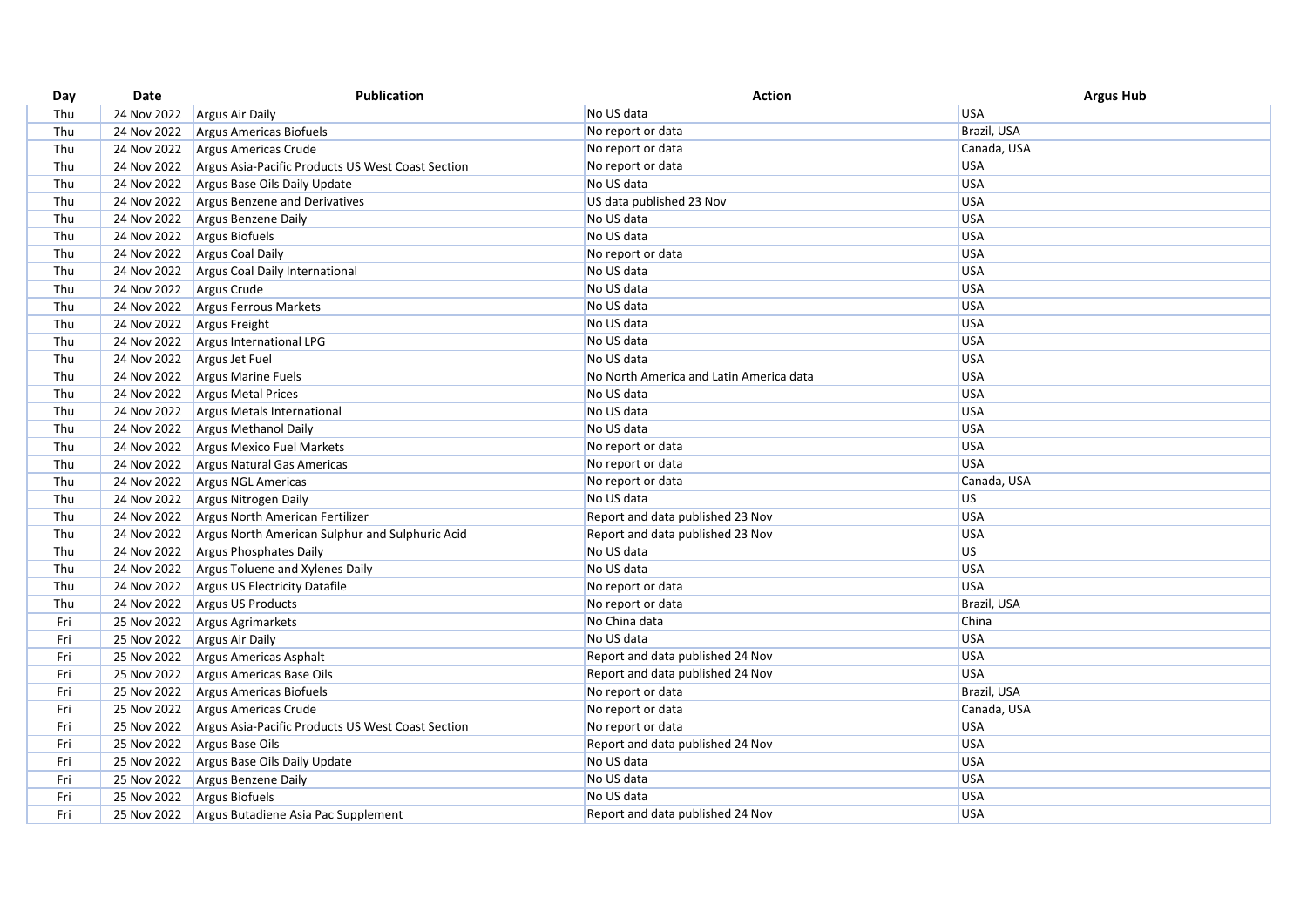| Day | Date | Publication | Action | Argus Hub |
|---|---|---|---|---|
| Thu | 24 Nov 2022 | Argus Air Daily | No US data | USA |
| Thu | 24 Nov 2022 | Argus Americas Biofuels | No report or data | Brazil, USA |
| Thu | 24 Nov 2022 | Argus Americas Crude | No report or data | Canada, USA |
| Thu | 24 Nov 2022 | Argus Asia-Pacific Products US West Coast Section | No report or data | USA |
| Thu | 24 Nov 2022 | Argus Base Oils Daily Update | No US data | USA |
| Thu | 24 Nov 2022 | Argus Benzene and Derivatives | US data published 23 Nov | USA |
| Thu | 24 Nov 2022 | Argus Benzene Daily | No US data | USA |
| Thu | 24 Nov 2022 | Argus Biofuels | No US data | USA |
| Thu | 24 Nov 2022 | Argus Coal Daily | No report or data | USA |
| Thu | 24 Nov 2022 | Argus Coal Daily International | No US data | USA |
| Thu | 24 Nov 2022 | Argus Crude | No US data | USA |
| Thu | 24 Nov 2022 | Argus Ferrous Markets | No US data | USA |
| Thu | 24 Nov 2022 | Argus Freight | No US data | USA |
| Thu | 24 Nov 2022 | Argus International LPG | No US data | USA |
| Thu | 24 Nov 2022 | Argus Jet Fuel | No US data | USA |
| Thu | 24 Nov 2022 | Argus Marine Fuels | No North America and Latin America data | USA |
| Thu | 24 Nov 2022 | Argus Metal Prices | No US data | USA |
| Thu | 24 Nov 2022 | Argus Metals International | No US data | USA |
| Thu | 24 Nov 2022 | Argus Methanol Daily | No US data | USA |
| Thu | 24 Nov 2022 | Argus Mexico Fuel Markets | No report or data | USA |
| Thu | 24 Nov 2022 | Argus Natural Gas Americas | No report or data | USA |
| Thu | 24 Nov 2022 | Argus NGL Americas | No report or data | Canada, USA |
| Thu | 24 Nov 2022 | Argus Nitrogen Daily | No US data | US |
| Thu | 24 Nov 2022 | Argus North American Fertilizer | Report and data published 23 Nov | USA |
| Thu | 24 Nov 2022 | Argus North American Sulphur and Sulphuric Acid | Report and data published 23 Nov | USA |
| Thu | 24 Nov 2022 | Argus Phosphates Daily | No US data | US |
| Thu | 24 Nov 2022 | Argus Toluene and Xylenes Daily | No US data | USA |
| Thu | 24 Nov 2022 | Argus US Electricity Datafile | No report or data | USA |
| Thu | 24 Nov 2022 | Argus US Products | No report or data | Brazil, USA |
| Fri | 25 Nov 2022 | Argus Agrimarkets | No China data | China |
| Fri | 25 Nov 2022 | Argus Air Daily | No US data | USA |
| Fri | 25 Nov 2022 | Argus Americas Asphalt | Report and data published 24 Nov | USA |
| Fri | 25 Nov 2022 | Argus Americas Base Oils | Report and data published 24 Nov | USA |
| Fri | 25 Nov 2022 | Argus Americas Biofuels | No report or data | Brazil, USA |
| Fri | 25 Nov 2022 | Argus Americas Crude | No report or data | Canada, USA |
| Fri | 25 Nov 2022 | Argus Asia-Pacific Products US West Coast Section | No report or data | USA |
| Fri | 25 Nov 2022 | Argus Base Oils | Report and data published 24 Nov | USA |
| Fri | 25 Nov 2022 | Argus Base Oils Daily Update | No US data | USA |
| Fri | 25 Nov 2022 | Argus Benzene Daily | No US data | USA |
| Fri | 25 Nov 2022 | Argus Biofuels | No US data | USA |
| Fri | 25 Nov 2022 | Argus Butadiene Asia Pac Supplement | Report and data published 24 Nov | USA |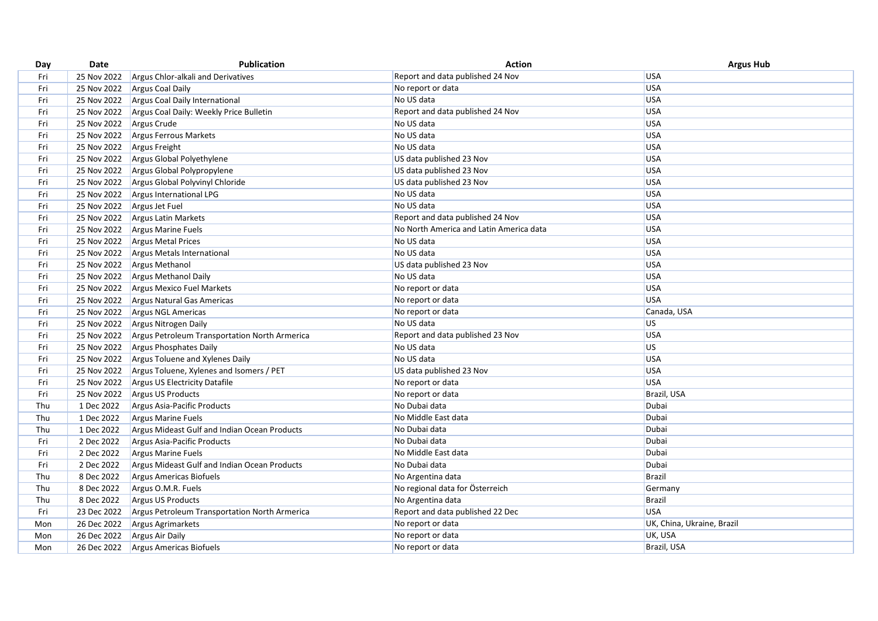| Day | Date | Publication | Action | Argus Hub |
|---|---|---|---|---|
| Fri | 25 Nov 2022 | Argus Chlor-alkali and Derivatives | Report and data published 24 Nov | USA |
| Fri | 25 Nov 2022 | Argus Coal Daily | No report or data | USA |
| Fri | 25 Nov 2022 | Argus Coal Daily International | No US data | USA |
| Fri | 25 Nov 2022 | Argus Coal Daily: Weekly Price Bulletin | Report and data published 24 Nov | USA |
| Fri | 25 Nov 2022 | Argus Crude | No US data | USA |
| Fri | 25 Nov 2022 | Argus Ferrous Markets | No US data | USA |
| Fri | 25 Nov 2022 | Argus Freight | No US data | USA |
| Fri | 25 Nov 2022 | Argus Global Polyethylene | US data published 23 Nov | USA |
| Fri | 25 Nov 2022 | Argus Global Polypropylene | US data published 23 Nov | USA |
| Fri | 25 Nov 2022 | Argus Global Polyvinyl Chloride | US data published 23 Nov | USA |
| Fri | 25 Nov 2022 | Argus International LPG | No US data | USA |
| Fri | 25 Nov 2022 | Argus Jet Fuel | No US data | USA |
| Fri | 25 Nov 2022 | Argus Latin Markets | Report and data published 24 Nov | USA |
| Fri | 25 Nov 2022 | Argus Marine Fuels | No North America and Latin America data | USA |
| Fri | 25 Nov 2022 | Argus Metal Prices | No US data | USA |
| Fri | 25 Nov 2022 | Argus Metals International | No US data | USA |
| Fri | 25 Nov 2022 | Argus Methanol | US data published 23 Nov | USA |
| Fri | 25 Nov 2022 | Argus Methanol Daily | No US data | USA |
| Fri | 25 Nov 2022 | Argus Mexico Fuel Markets | No report or data | USA |
| Fri | 25 Nov 2022 | Argus Natural Gas Americas | No report or data | USA |
| Fri | 25 Nov 2022 | Argus NGL Americas | No report or data | Canada, USA |
| Fri | 25 Nov 2022 | Argus Nitrogen Daily | No US data | US |
| Fri | 25 Nov 2022 | Argus Petroleum Transportation North Armerica | Report and data published 23 Nov | USA |
| Fri | 25 Nov 2022 | Argus Phosphates Daily | No US data | US |
| Fri | 25 Nov 2022 | Argus Toluene and Xylenes Daily | No US data | USA |
| Fri | 25 Nov 2022 | Argus Toluene, Xylenes and Isomers / PET | US data published 23 Nov | USA |
| Fri | 25 Nov 2022 | Argus US Electricity Datafile | No report or data | USA |
| Fri | 25 Nov 2022 | Argus US Products | No report or data | Brazil, USA |
| Thu | 1 Dec 2022 | Argus Asia-Pacific Products | No Dubai data | Dubai |
| Thu | 1 Dec 2022 | Argus Marine Fuels | No Middle East data | Dubai |
| Thu | 1 Dec 2022 | Argus Mideast Gulf and Indian Ocean Products | No Dubai data | Dubai |
| Fri | 2 Dec 2022 | Argus Asia-Pacific Products | No Dubai data | Dubai |
| Fri | 2 Dec 2022 | Argus Marine Fuels | No Middle East data | Dubai |
| Fri | 2 Dec 2022 | Argus Mideast Gulf and Indian Ocean Products | No Dubai data | Dubai |
| Thu | 8 Dec 2022 | Argus Americas Biofuels | No Argentina data | Brazil |
| Thu | 8 Dec 2022 | Argus O.M.R. Fuels | No regional data for Österreich | Germany |
| Thu | 8 Dec 2022 | Argus US Products | No Argentina data | Brazil |
| Fri | 23 Dec 2022 | Argus Petroleum Transportation North America | Report and data published 22 Dec | USA |
| Mon | 26 Dec 2022 | Argus Agrimarkets | No report or data | UK, China, Ukraine, Brazil |
| Mon | 26 Dec 2022 | Argus Air Daily | No report or data | UK, USA |
| Mon | 26 Dec 2022 | Argus Americas Biofuels | No report or data | Brazil, USA |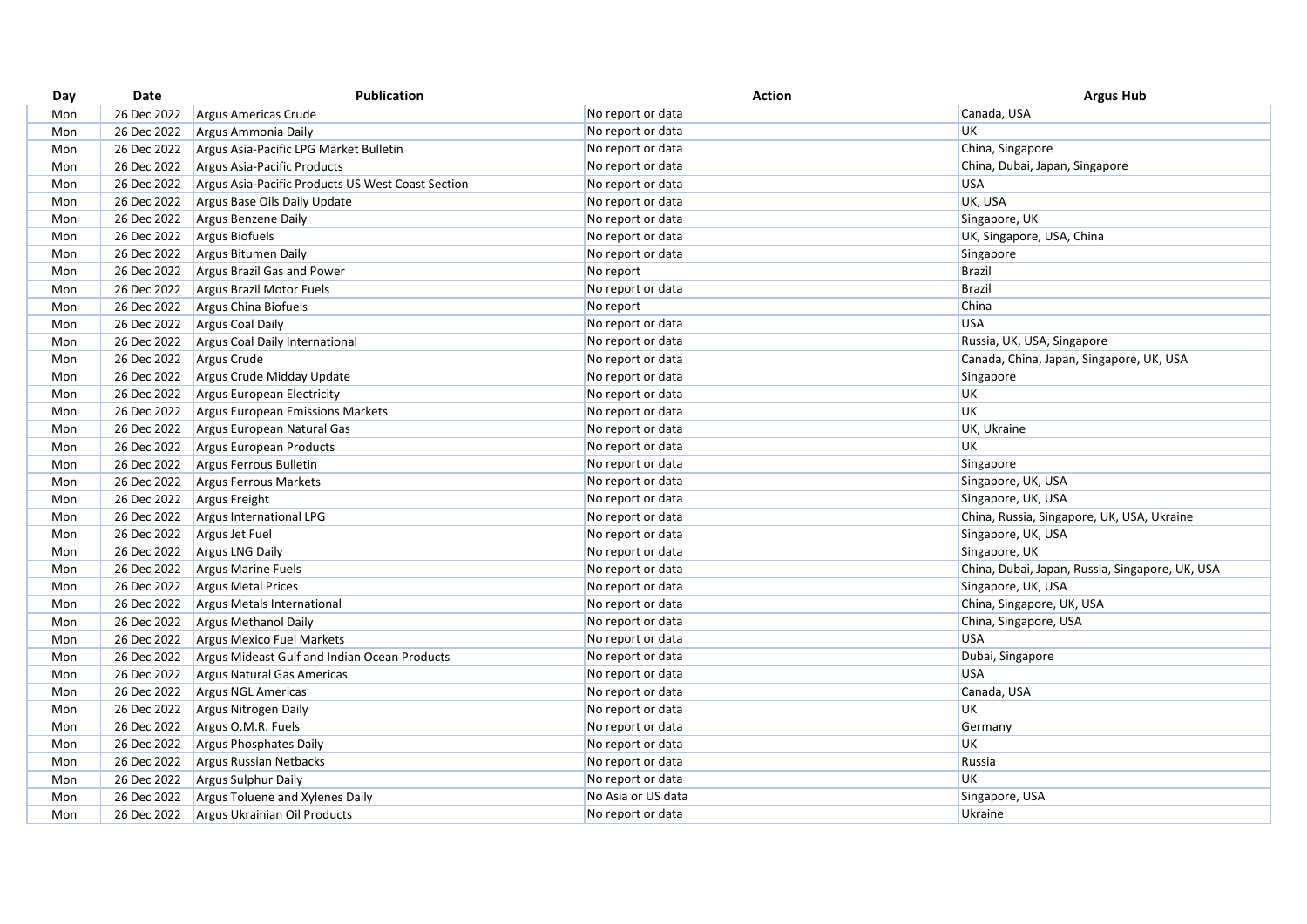| Day | Date | Publication | Action | Argus Hub |
|---|---|---|---|---|
| Mon | 26 Dec 2022 | Argus Americas Crude | No report or data | Canada, USA |
| Mon | 26 Dec 2022 | Argus Ammonia Daily | No report or data | UK |
| Mon | 26 Dec 2022 | Argus Asia-Pacific LPG Market Bulletin | No report or data | China, Singapore |
| Mon | 26 Dec 2022 | Argus Asia-Pacific Products | No report or data | China, Dubai, Japan, Singapore |
| Mon | 26 Dec 2022 | Argus Asia-Pacific Products US West Coast Section | No report or data | USA |
| Mon | 26 Dec 2022 | Argus Base Oils Daily Update | No report or data | UK, USA |
| Mon | 26 Dec 2022 | Argus Benzene Daily | No report or data | Singapore, UK |
| Mon | 26 Dec 2022 | Argus Biofuels | No report or data | UK, Singapore, USA, China |
| Mon | 26 Dec 2022 | Argus Bitumen Daily | No report or data | Singapore |
| Mon | 26 Dec 2022 | Argus Brazil Gas and Power | No report | Brazil |
| Mon | 26 Dec 2022 | Argus Brazil Motor Fuels | No report or data | Brazil |
| Mon | 26 Dec 2022 | Argus China Biofuels | No report | China |
| Mon | 26 Dec 2022 | Argus Coal Daily | No report or data | USA |
| Mon | 26 Dec 2022 | Argus Coal Daily International | No report or data | Russia, UK, USA, Singapore |
| Mon | 26 Dec 2022 | Argus Crude | No report or data | Canada, China, Japan, Singapore, UK, USA |
| Mon | 26 Dec 2022 | Argus Crude Midday Update | No report or data | Singapore |
| Mon | 26 Dec 2022 | Argus European Electricity | No report or data | UK |
| Mon | 26 Dec 2022 | Argus European Emissions Markets | No report or data | UK |
| Mon | 26 Dec 2022 | Argus European Natural Gas | No report or data | UK, Ukraine |
| Mon | 26 Dec 2022 | Argus European Products | No report or data | UK |
| Mon | 26 Dec 2022 | Argus Ferrous Bulletin | No report or data | Singapore |
| Mon | 26 Dec 2022 | Argus Ferrous Markets | No report or data | Singapore, UK, USA |
| Mon | 26 Dec 2022 | Argus Freight | No report or data | Singapore, UK, USA |
| Mon | 26 Dec 2022 | Argus International LPG | No report or data | China, Russia, Singapore, UK, USA, Ukraine |
| Mon | 26 Dec 2022 | Argus Jet Fuel | No report or data | Singapore, UK, USA |
| Mon | 26 Dec 2022 | Argus LNG Daily | No report or data | Singapore, UK |
| Mon | 26 Dec 2022 | Argus Marine Fuels | No report or data | China, Dubai, Japan, Russia, Singapore, UK, USA |
| Mon | 26 Dec 2022 | Argus Metal Prices | No report or data | Singapore, UK, USA |
| Mon | 26 Dec 2022 | Argus Metals International | No report or data | China, Singapore, UK, USA |
| Mon | 26 Dec 2022 | Argus Methanol Daily | No report or data | China, Singapore, USA |
| Mon | 26 Dec 2022 | Argus Mexico Fuel Markets | No report or data | USA |
| Mon | 26 Dec 2022 | Argus Mideast Gulf and Indian Ocean Products | No report or data | Dubai, Singapore |
| Mon | 26 Dec 2022 | Argus Natural Gas Americas | No report or data | USA |
| Mon | 26 Dec 2022 | Argus NGL Americas | No report or data | Canada, USA |
| Mon | 26 Dec 2022 | Argus Nitrogen Daily | No report or data | UK |
| Mon | 26 Dec 2022 | Argus O.M.R. Fuels | No report or data | Germany |
| Mon | 26 Dec 2022 | Argus Phosphates Daily | No report or data | UK |
| Mon | 26 Dec 2022 | Argus Russian Netbacks | No report or data | Russia |
| Mon | 26 Dec 2022 | Argus Sulphur Daily | No report or data | UK |
| Mon | 26 Dec 2022 | Argus Toluene and Xylenes Daily | No Asia or US data | Singapore, USA |
| Mon | 26 Dec 2022 | Argus Ukrainian Oil Products | No report or data | Ukraine |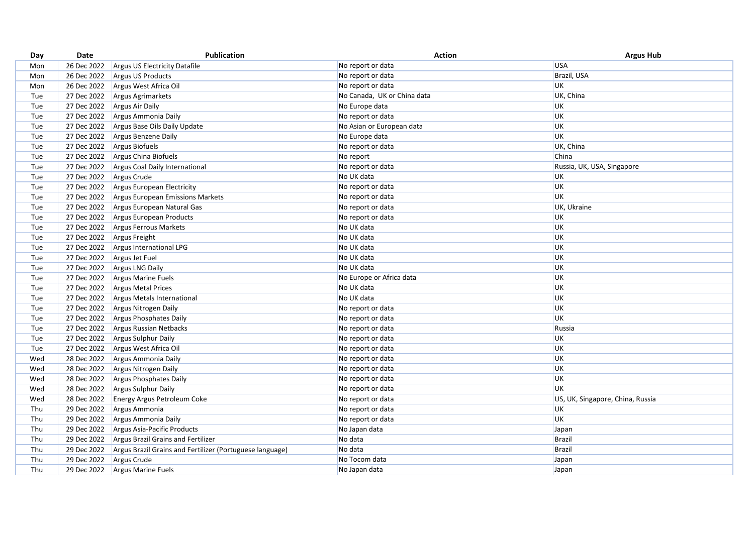| Day | Date | Publication | Action | Argus Hub |
|---|---|---|---|---|
| Mon | 26 Dec 2022 | Argus US Electricity Datafile | No report or data | USA |
| Mon | 26 Dec 2022 | Argus US Products | No report or data | Brazil, USA |
| Mon | 26 Dec 2022 | Argus West Africa Oil | No report or data | UK |
| Tue | 27 Dec 2022 | Argus Agrimarkets | No Canada, UK or China data | UK, China |
| Tue | 27 Dec 2022 | Argus Air Daily | No Europe data | UK |
| Tue | 27 Dec 2022 | Argus Ammonia Daily | No report or data | UK |
| Tue | 27 Dec 2022 | Argus Base Oils Daily Update | No Asian or European data | UK |
| Tue | 27 Dec 2022 | Argus Benzene Daily | No Europe data | UK |
| Tue | 27 Dec 2022 | Argus Biofuels | No report or data | UK, China |
| Tue | 27 Dec 2022 | Argus China Biofuels | No report | China |
| Tue | 27 Dec 2022 | Argus Coal Daily International | No report or data | Russia, UK, USA, Singapore |
| Tue | 27 Dec 2022 | Argus Crude | No UK data | UK |
| Tue | 27 Dec 2022 | Argus European Electricity | No report or data | UK |
| Tue | 27 Dec 2022 | Argus European Emissions Markets | No report or data | UK |
| Tue | 27 Dec 2022 | Argus European Natural Gas | No report or data | UK, Ukraine |
| Tue | 27 Dec 2022 | Argus European Products | No report or data | UK |
| Tue | 27 Dec 2022 | Argus Ferrous Markets | No UK data | UK |
| Tue | 27 Dec 2022 | Argus Freight | No UK data | UK |
| Tue | 27 Dec 2022 | Argus International LPG | No UK data | UK |
| Tue | 27 Dec 2022 | Argus Jet Fuel | No UK data | UK |
| Tue | 27 Dec 2022 | Argus LNG Daily | No UK data | UK |
| Tue | 27 Dec 2022 | Argus Marine Fuels | No Europe or Africa data | UK |
| Tue | 27 Dec 2022 | Argus Metal Prices | No UK data | UK |
| Tue | 27 Dec 2022 | Argus Metals International | No UK data | UK |
| Tue | 27 Dec 2022 | Argus Nitrogen Daily | No report or data | UK |
| Tue | 27 Dec 2022 | Argus Phosphates Daily | No report or data | UK |
| Tue | 27 Dec 2022 | Argus Russian Netbacks | No report or data | Russia |
| Tue | 27 Dec 2022 | Argus Sulphur Daily | No report or data | UK |
| Tue | 27 Dec 2022 | Argus West Africa Oil | No report or data | UK |
| Wed | 28 Dec 2022 | Argus Ammonia Daily | No report or data | UK |
| Wed | 28 Dec 2022 | Argus Nitrogen Daily | No report or data | UK |
| Wed | 28 Dec 2022 | Argus Phosphates Daily | No report or data | UK |
| Wed | 28 Dec 2022 | Argus Sulphur Daily | No report or data | UK |
| Wed | 28 Dec 2022 | Energy Argus Petroleum Coke | No report or data | US, UK, Singapore, China, Russia |
| Thu | 29 Dec 2022 | Argus Ammonia | No report or data | UK |
| Thu | 29 Dec 2022 | Argus Ammonia Daily | No report or data | UK |
| Thu | 29 Dec 2022 | Argus Asia-Pacific Products | No Japan data | Japan |
| Thu | 29 Dec 2022 | Argus Brazil Grains and Fertilizer | No data | Brazil |
| Thu | 29 Dec 2022 | Argus Brazil Grains and Fertilizer (Portuguese language) | No data | Brazil |
| Thu | 29 Dec 2022 | Argus Crude | No Tocom data | Japan |
| Thu | 29 Dec 2022 | Argus Marine Fuels | No Japan data | Japan |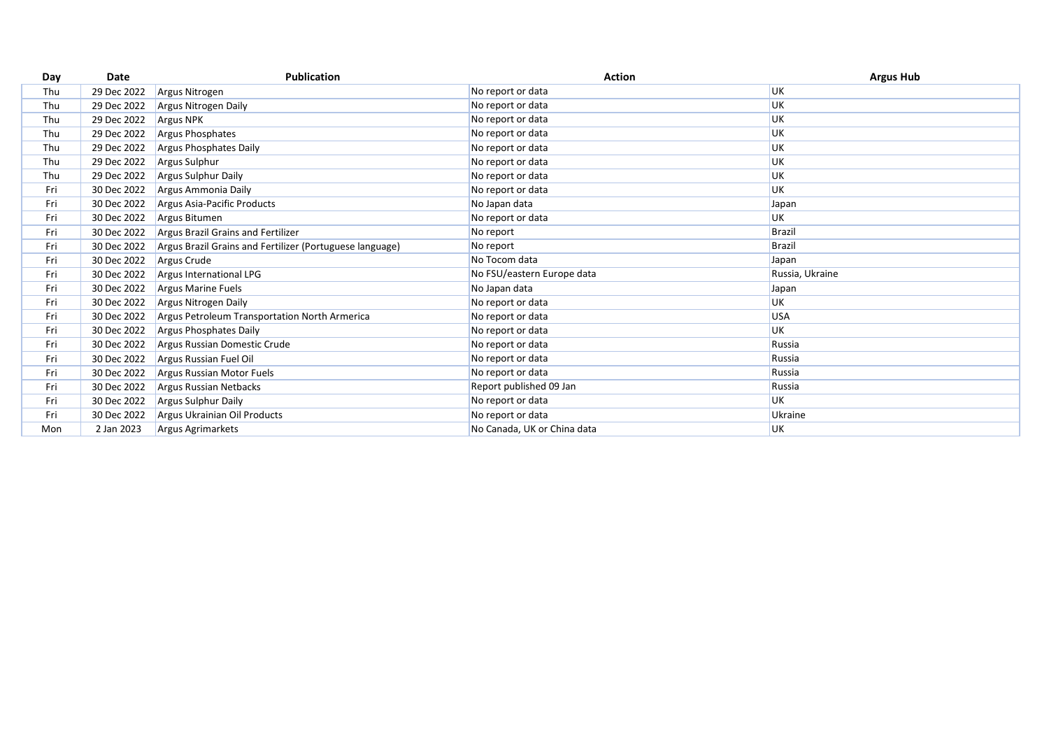| Day | Date | Publication | Action | Argus Hub |
|---|---|---|---|---|
| Thu | 29 Dec 2022 | Argus Nitrogen | No report or data | UK |
| Thu | 29 Dec 2022 | Argus Nitrogen Daily | No report or data | UK |
| Thu | 29 Dec 2022 | Argus NPK | No report or data | UK |
| Thu | 29 Dec 2022 | Argus Phosphates | No report or data | UK |
| Thu | 29 Dec 2022 | Argus Phosphates Daily | No report or data | UK |
| Thu | 29 Dec 2022 | Argus Sulphur | No report or data | UK |
| Thu | 29 Dec 2022 | Argus Sulphur Daily | No report or data | UK |
| Fri | 30 Dec 2022 | Argus Ammonia Daily | No report or data | UK |
| Fri | 30 Dec 2022 | Argus Asia-Pacific Products | No Japan data | Japan |
| Fri | 30 Dec 2022 | Argus Bitumen | No report or data | UK |
| Fri | 30 Dec 2022 | Argus Brazil Grains and Fertilizer | No report | Brazil |
| Fri | 30 Dec 2022 | Argus Brazil Grains and Fertilizer (Portuguese language) | No report | Brazil |
| Fri | 30 Dec 2022 | Argus Crude | No Tocom data | Japan |
| Fri | 30 Dec 2022 | Argus International LPG | No FSU/eastern Europe data | Russia, Ukraine |
| Fri | 30 Dec 2022 | Argus Marine Fuels | No Japan data | Japan |
| Fri | 30 Dec 2022 | Argus Nitrogen Daily | No report or data | UK |
| Fri | 30 Dec 2022 | Argus Petroleum Transportation North Armerica | No report or data | USA |
| Fri | 30 Dec 2022 | Argus Phosphates Daily | No report or data | UK |
| Fri | 30 Dec 2022 | Argus Russian Domestic Crude | No report or data | Russia |
| Fri | 30 Dec 2022 | Argus Russian Fuel Oil | No report or data | Russia |
| Fri | 30 Dec 2022 | Argus Russian Motor Fuels | No report or data | Russia |
| Fri | 30 Dec 2022 | Argus Russian Netbacks | Report published 09 Jan | Russia |
| Fri | 30 Dec 2022 | Argus Sulphur Daily | No report or data | UK |
| Fri | 30 Dec 2022 | Argus Ukrainian Oil Products | No report or data | Ukraine |
| Mon | 2 Jan 2023 | Argus Agrimarkets | No Canada, UK or China data | UK |